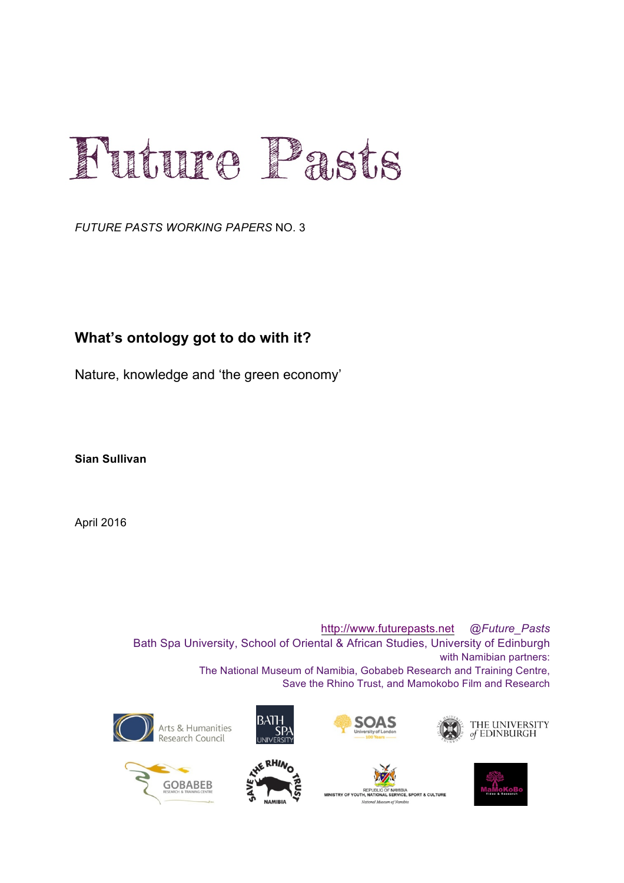# Future Pasts

*FUTURE PASTS WORKING PAPERS* NO. 3

## What's ontology got to do with it?

Nature, knowledge and 'the green economy'

**Sian Sullivan**

April 2016

http://www.futurepasts.net *@Future_Pasts*

Bath Spa University, School of Oriental & African Studies, University of Edinburgh
with Namibian partners:
The National Museum of Namibia, Gobabeb Research and Training Centre,
Save the Rhino Trust, and Mamokobo Film and Research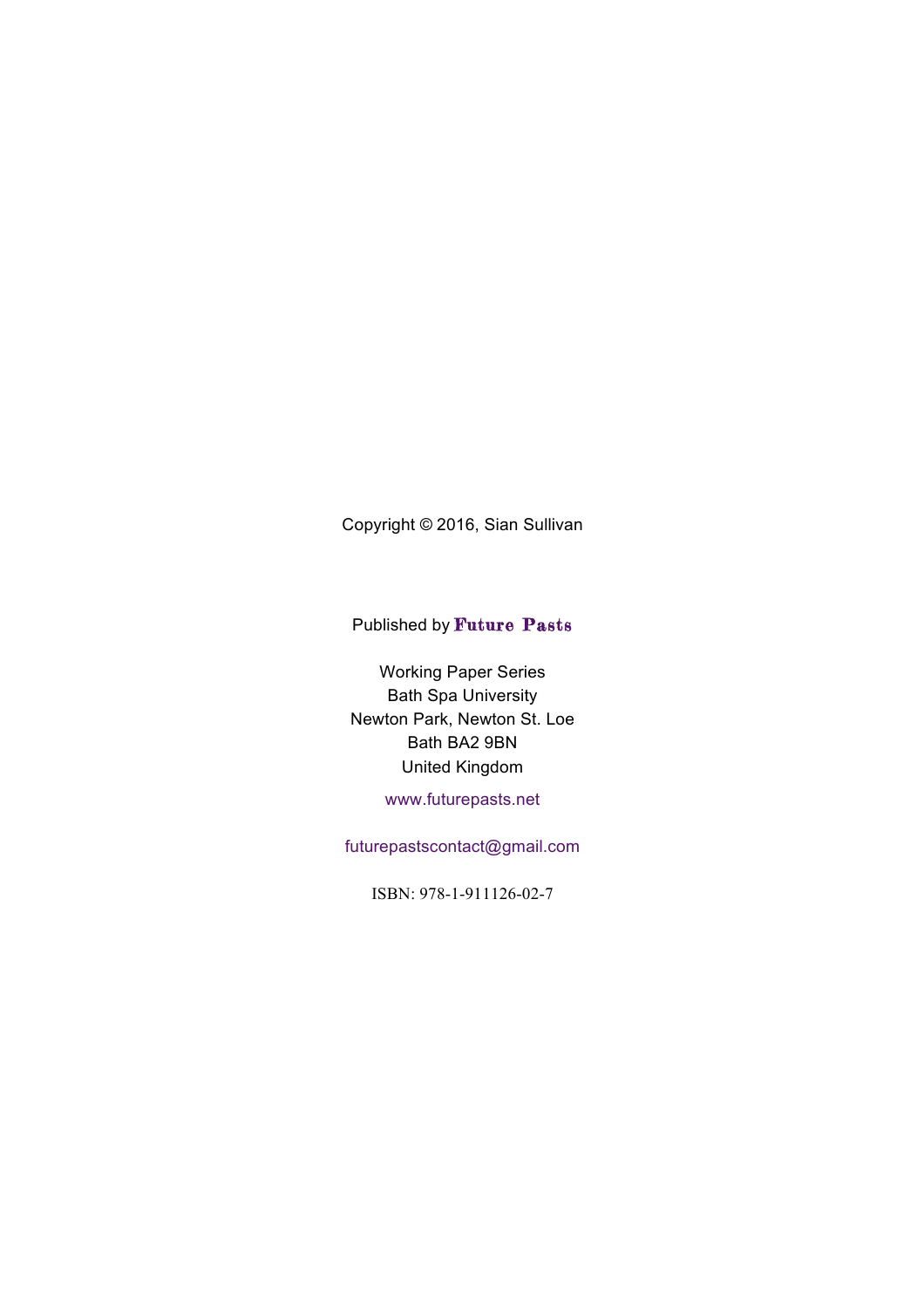Copyright © 2016, Sian Sullivan

Published by **Future Pasts**

Working Paper Series  
Bath Spa University  
Newton Park, Newton St. Loe  
Bath BA2 9BN  
United Kingdom

www.futurepasts.net

futurepastscontact@gmail.com

ISBN: 978-1-911126-02-7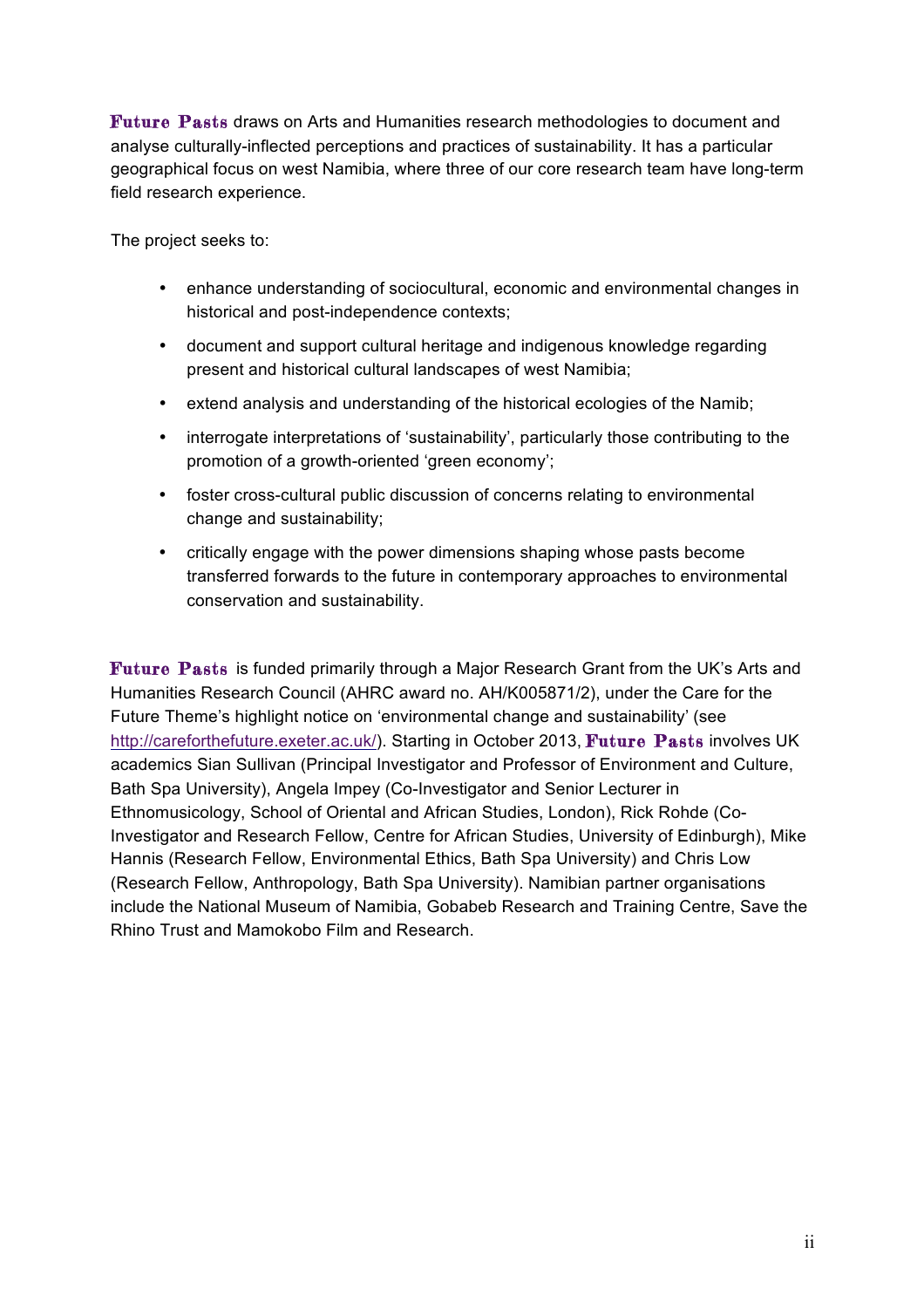**Future Pasts** draws on Arts and Humanities research methodologies to document and analyse culturally-inflected perceptions and practices of sustainability. It has a particular geographical focus on west Namibia, where three of our core research team have long-term field research experience.

The project seeks to:

- enhance understanding of sociocultural, economic and environmental changes in historical and post-independence contexts;
- document and support cultural heritage and indigenous knowledge regarding present and historical cultural landscapes of west Namibia;
- extend analysis and understanding of the historical ecologies of the Namib;
- interrogate interpretations of 'sustainability', particularly those contributing to the promotion of a growth-oriented 'green economy';
- foster cross-cultural public discussion of concerns relating to environmental change and sustainability;
- critically engage with the power dimensions shaping whose pasts become transferred forwards to the future in contemporary approaches to environmental conservation and sustainability.

**Future Pasts** is funded primarily through a Major Research Grant from the UK's Arts and Humanities Research Council (AHRC award no. AH/K005871/2), under the Care for the Future Theme's highlight notice on 'environmental change and sustainability' (see http://careforthefuture.exeter.ac.uk/). Starting in October 2013, **Future Pasts** involves UK academics Sian Sullivan (Principal Investigator and Professor of Environment and Culture, Bath Spa University), Angela Impey (Co-Investigator and Senior Lecturer in Ethnomusicology, School of Oriental and African Studies, London), Rick Rohde (Co-Investigator and Research Fellow, Centre for African Studies, University of Edinburgh), Mike Hannis (Research Fellow, Environmental Ethics, Bath Spa University) and Chris Low (Research Fellow, Anthropology, Bath Spa University). Namibian partner organisations include the National Museum of Namibia, Gobabeb Research and Training Centre, Save the Rhino Trust and Mamokobo Film and Research.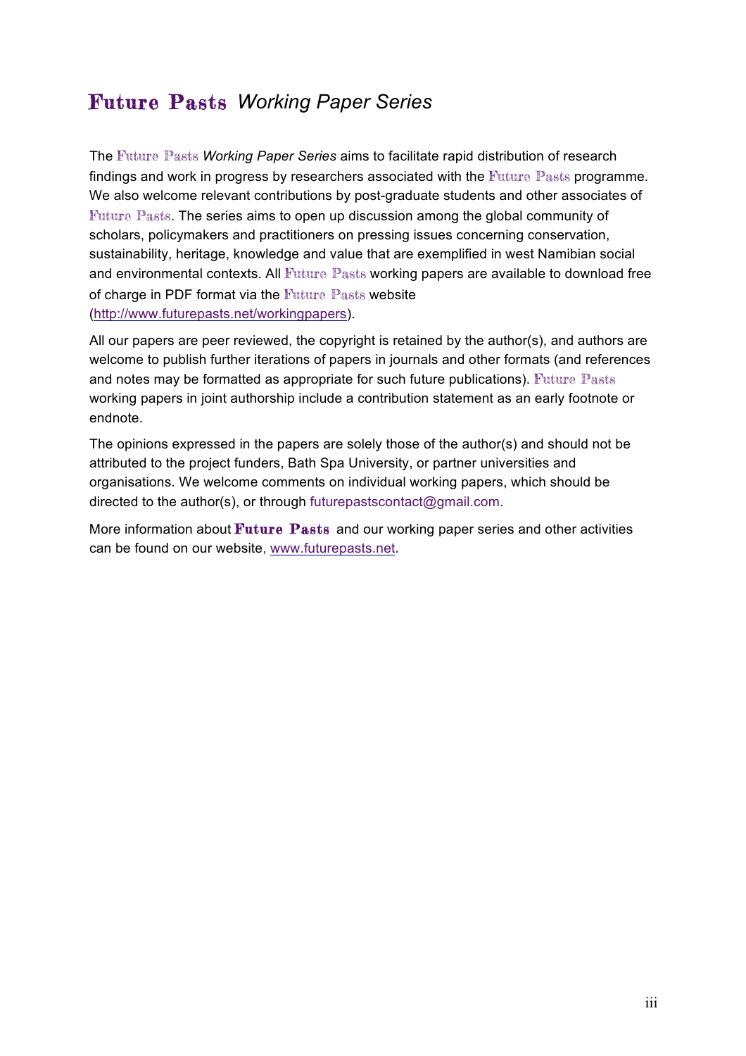# **Future Pasts** *Working Paper Series*

The Future Pasts *Working Paper Series* aims to facilitate rapid distribution of research findings and work in progress by researchers associated with the Future Pasts programme. We also welcome relevant contributions by post-graduate students and other associates of Future Pasts. The series aims to open up discussion among the global community of scholars, policymakers and practitioners on pressing issues concerning conservation, sustainability, heritage, knowledge and value that are exemplified in west Namibian social and environmental contexts. All Future Pasts working papers are available to download free of charge in PDF format via the Future Pasts website (http://www.futurepasts.net/workingpapers).

All our papers are peer reviewed, the copyright is retained by the author(s), and authors are welcome to publish further iterations of papers in journals and other formats (and references and notes may be formatted as appropriate for such future publications). Future Pasts working papers in joint authorship include a contribution statement as an early footnote or endnote.

The opinions expressed in the papers are solely those of the author(s) and should not be attributed to the project funders, Bath Spa University, or partner universities and organisations. We welcome comments on individual working papers, which should be directed to the author(s), or through futurepastscontact@gmail.com.

More information about **Future Pasts** and our working paper series and other activities can be found on our website, www.futurepasts.net.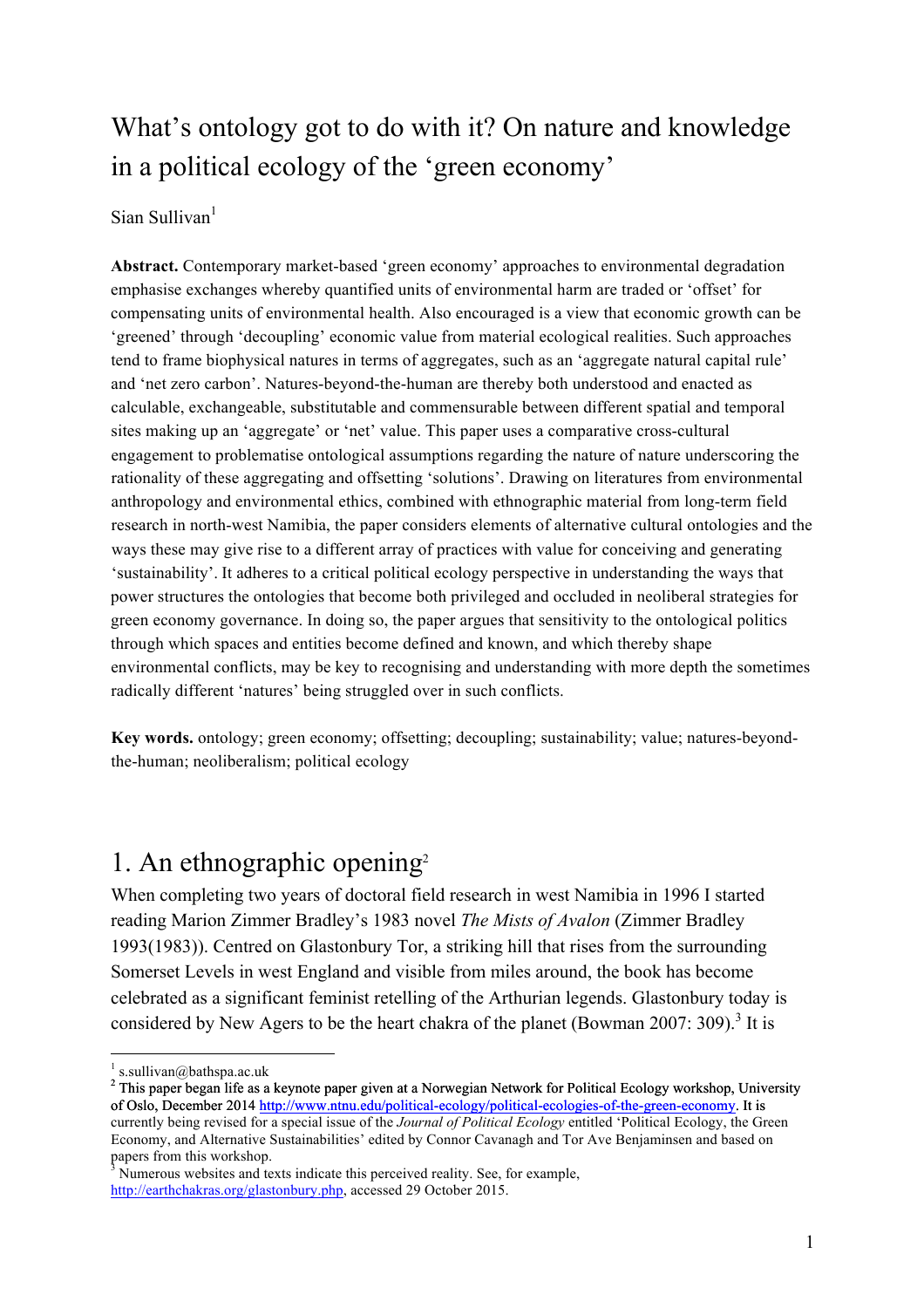# What's ontology got to do with it? On nature and knowledge in a political ecology of the 'green economy'

Sian Sullivan[1]

**Abstract.** Contemporary market-based 'green economy' approaches to environmental degradation emphasise exchanges whereby quantified units of environmental harm are traded or 'offset' for compensating units of environmental health. Also encouraged is a view that economic growth can be 'greened' through 'decoupling' economic value from material ecological realities. Such approaches tend to frame biophysical natures in terms of aggregates, such as an 'aggregate natural capital rule' and 'net zero carbon'. Natures-beyond-the-human are thereby both understood and enacted as calculable, exchangeable, substitutable and commensurable between different spatial and temporal sites making up an 'aggregate' or 'net' value. This paper uses a comparative cross-cultural engagement to problematise ontological assumptions regarding the nature of nature underscoring the rationality of these aggregating and offsetting 'solutions'. Drawing on literatures from environmental anthropology and environmental ethics, combined with ethnographic material from long-term field research in north-west Namibia, the paper considers elements of alternative cultural ontologies and the ways these may give rise to a different array of practices with value for conceiving and generating 'sustainability'. It adheres to a critical political ecology perspective in understanding the ways that power structures the ontologies that become both privileged and occluded in neoliberal strategies for green economy governance. In doing so, the paper argues that sensitivity to the ontological politics through which spaces and entities become defined and known, and which thereby shape environmental conflicts, may be key to recognising and understanding with more depth the sometimes radically different 'natures' being struggled over in such conflicts.

**Key words.** ontology; green economy; offsetting; decoupling; sustainability; value; natures-beyond-the-human; neoliberalism; political ecology

## 1. An ethnographic opening[2]

When completing two years of doctoral field research in west Namibia in 1996 I started reading Marion Zimmer Bradley's 1983 novel *The Mists of Avalon* (Zimmer Bradley 1993(1983)). Centred on Glastonbury Tor, a striking hill that rises from the surrounding Somerset Levels in west England and visible from miles around, the book has become celebrated as a significant feminist retelling of the Arthurian legends. Glastonbury today is considered by New Agers to be the heart chakra of the planet (Bowman 2007: 309).[3] It is

---

[1] s.sullivan@bathspa.ac.uk

[2] This paper began life as a keynote paper given at a Norwegian Network for Political Ecology workshop, University of Oslo, December 2014 http://www.ntnu.edu/political-ecology/political-ecologies-of-the-green-economy. It is currently being revised for a special issue of the *Journal of Political Ecology* entitled 'Political Ecology, the Green Economy, and Alternative Sustainabilities' edited by Connor Cavanagh and Tor Ave Benjaminsen and based on papers from this workshop.

[3] Numerous websites and texts indicate this perceived reality. See, for example, http://earthchakras.org/glastonbury.php, accessed 29 October 2015.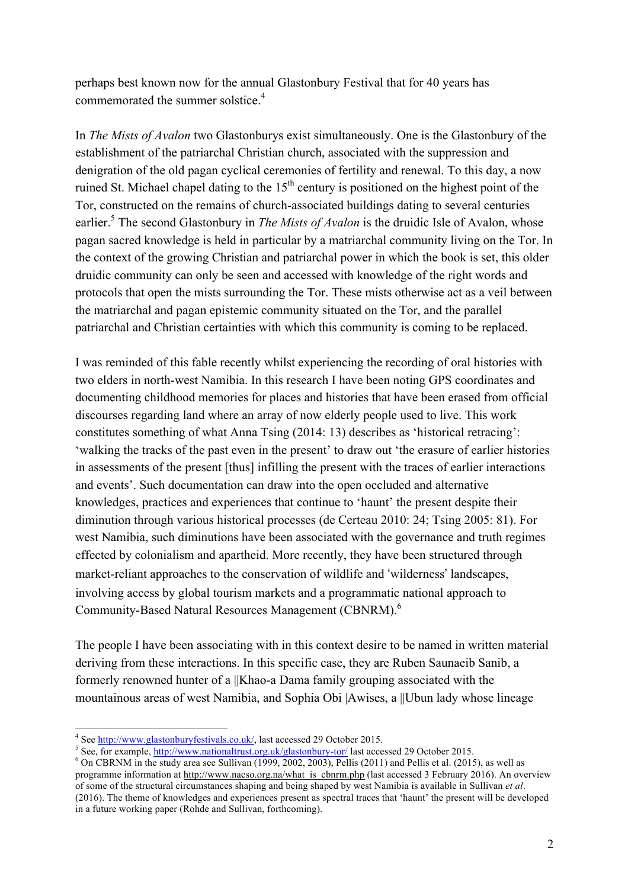perhaps best known now for the annual Glastonbury Festival that for 40 years has commemorated the summer solstice.[4]

In *The Mists of Avalon* two Glastonburys exist simultaneously. One is the Glastonbury of the establishment of the patriarchal Christian church, associated with the suppression and denigration of the old pagan cyclical ceremonies of fertility and renewal. To this day, a now ruined St. Michael chapel dating to the 15th century is positioned on the highest point of the Tor, constructed on the remains of church-associated buildings dating to several centuries earlier.[5] The second Glastonbury in *The Mists of Avalon* is the druidic Isle of Avalon, whose pagan sacred knowledge is held in particular by a matriarchal community living on the Tor. In the context of the growing Christian and patriarchal power in which the book is set, this older druidic community can only be seen and accessed with knowledge of the right words and protocols that open the mists surrounding the Tor. These mists otherwise act as a veil between the matriarchal and pagan epistemic community situated on the Tor, and the parallel patriarchal and Christian certainties with which this community is coming to be replaced.

I was reminded of this fable recently whilst experiencing the recording of oral histories with two elders in north-west Namibia. In this research I have been noting GPS coordinates and documenting childhood memories for places and histories that have been erased from official discourses regarding land where an array of now elderly people used to live. This work constitutes something of what Anna Tsing (2014: 13) describes as 'historical retracing': 'walking the tracks of the past even in the present' to draw out 'the erasure of earlier histories in assessments of the present [thus] infilling the present with the traces of earlier interactions and events'. Such documentation can draw into the open occluded and alternative knowledges, practices and experiences that continue to 'haunt' the present despite their diminution through various historical processes (de Certeau 2010: 24; Tsing 2005: 81). For west Namibia, such diminutions have been associated with the governance and truth regimes effected by colonialism and apartheid. More recently, they have been structured through market-reliant approaches to the conservation of wildlife and 'wilderness' landscapes, involving access by global tourism markets and a programmatic national approach to Community-Based Natural Resources Management (CBNRM).[6]

The people I have been associating with in this context desire to be named in written material deriving from these interactions. In this specific case, they are Ruben Saunaeib Sanib, a formerly renowned hunter of a ||Khao-a Dama family grouping associated with the mountainous areas of west Namibia, and Sophia Obi |Awises, a ||Ubun lady whose lineage

---

[4] See http://www.glastonburyfestivals.co.uk/, last accessed 29 October 2015.

[5] See, for example, http://www.nationaltrust.org.uk/glastonbury-tor/ last accessed 29 October 2015.

[6] On CBRNM in the study area see Sullivan (1999, 2002, 2003), Pellis (2011) and Pellis et al. (2015), as well as programme information at http://www.nacso.org.na/what_is_cbnrm.php (last accessed 3 February 2016). An overview of some of the structural circumstances shaping and being shaped by west Namibia is available in Sullivan *et al*. (2016). The theme of knowledges and experiences present as spectral traces that 'haunt' the present will be developed in a future working paper (Rohde and Sullivan, forthcoming).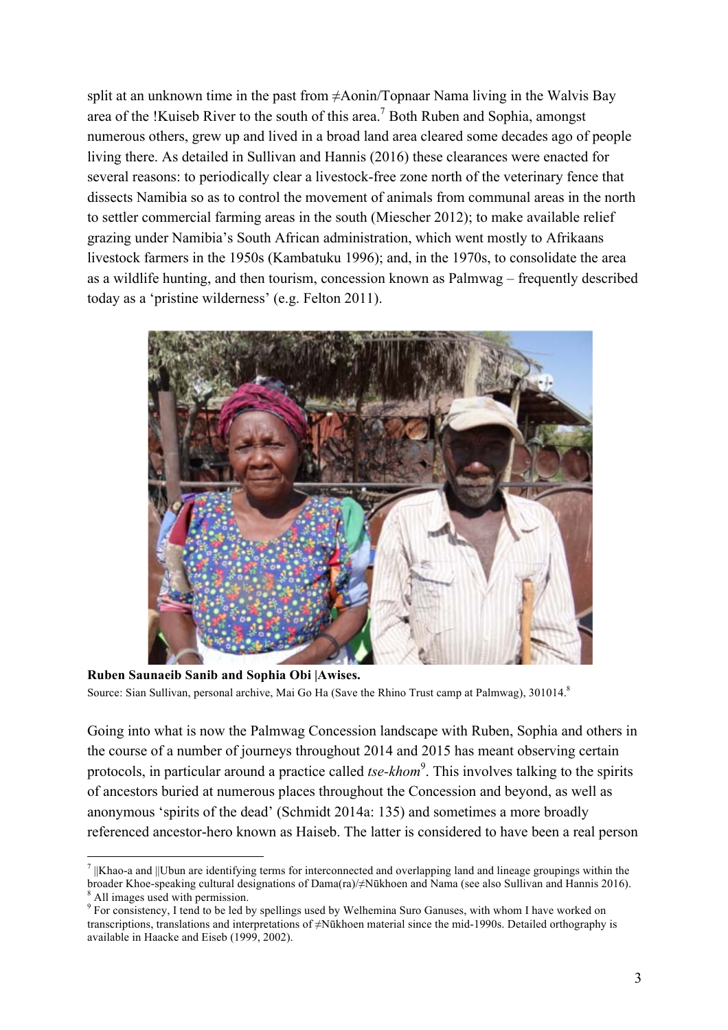split at an unknown time in the past from ≠Aonin/Topnaar Nama living in the Walvis Bay area of the !Kuiseb River to the south of this area.[7] Both Ruben and Sophia, amongst numerous others, grew up and lived in a broad land area cleared some decades ago of people living there. As detailed in Sullivan and Hannis (2016) these clearances were enacted for several reasons: to periodically clear a livestock-free zone north of the veterinary fence that dissects Namibia so as to control the movement of animals from communal areas in the north to settler commercial farming areas in the south (Miescher 2012); to make available relief grazing under Namibia's South African administration, which went mostly to Afrikaans livestock farmers in the 1950s (Kambatuku 1996); and, in the 1970s, to consolidate the area as a wildlife hunting, and then tourism, concession known as Palmwag – frequently described today as a 'pristine wilderness' (e.g. Felton 2011).

**Ruben Saunaeib Sanib and Sophia Obi |Awises.**
Source: Sian Sullivan, personal archive, Mai Go Ha (Save the Rhino Trust camp at Palmwag), 301014.[8]

Going into what is now the Palmwag Concession landscape with Ruben, Sophia and others in the course of a number of journeys throughout 2014 and 2015 has meant observing certain protocols, in particular around a practice called *tse-khom*[9]. This involves talking to the spirits of ancestors buried at numerous places throughout the Concession and beyond, as well as anonymous 'spirits of the dead' (Schmidt 2014a: 135) and sometimes a more broadly referenced ancestor-hero known as Haiseb. The latter is considered to have been a real person

---

[7] ||Khao-a and ||Ubun are identifying terms for interconnected and overlapping land and lineage groupings within the broader Khoe-speaking cultural designations of Dama(ra)/≠Nūkhoen and Nama (see also Sullivan and Hannis 2016).

[8] All images used with permission.

[9] For consistency, I tend to be led by spellings used by Welhemina Suro Ganuses, with whom I have worked on transcriptions, translations and interpretations of ≠Nūkhoen material since the mid-1990s. Detailed orthography is available in Haacke and Eiseb (1999, 2002).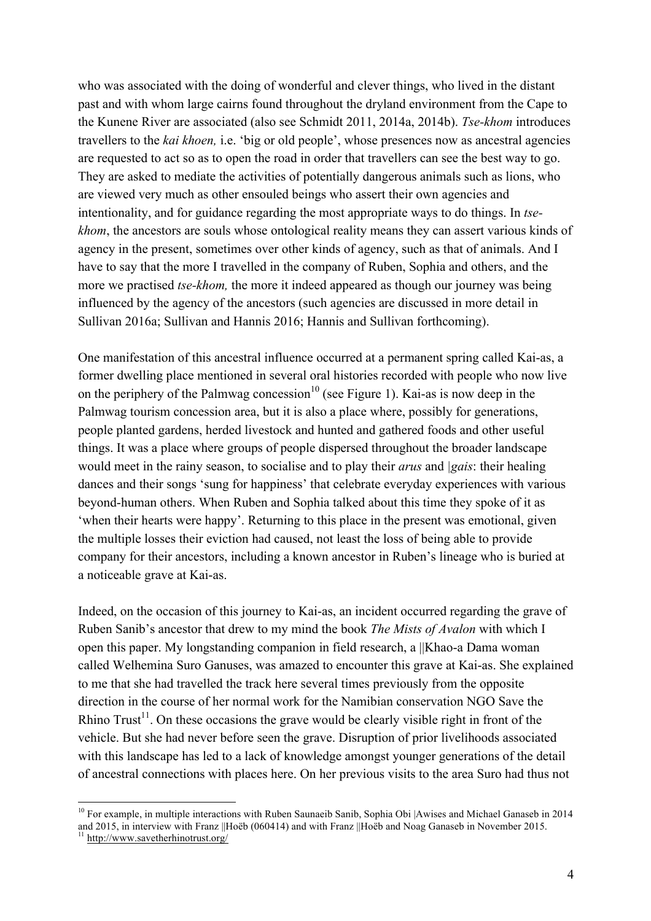who was associated with the doing of wonderful and clever things, who lived in the distant past and with whom large cairns found throughout the dryland environment from the Cape to the Kunene River are associated (also see Schmidt 2011, 2014a, 2014b). *Tse-khom* introduces travellers to the *kai khoen,* i.e. 'big or old people', whose presences now as ancestral agencies are requested to act so as to open the road in order that travellers can see the best way to go. They are asked to mediate the activities of potentially dangerous animals such as lions, who are viewed very much as other ensouled beings who assert their own agencies and intentionality, and for guidance regarding the most appropriate ways to do things. In *tse-khom*, the ancestors are souls whose ontological reality means they can assert various kinds of agency in the present, sometimes over other kinds of agency, such as that of animals. And I have to say that the more I travelled in the company of Ruben, Sophia and others, and the more we practised *tse-khom,* the more it indeed appeared as though our journey was being influenced by the agency of the ancestors (such agencies are discussed in more detail in Sullivan 2016a; Sullivan and Hannis 2016; Hannis and Sullivan forthcoming).

One manifestation of this ancestral influence occurred at a permanent spring called Kai-as, a former dwelling place mentioned in several oral histories recorded with people who now live on the periphery of the Palmwag concession[10] (see Figure 1). Kai-as is now deep in the Palmwag tourism concession area, but it is also a place where, possibly for generations, people planted gardens, herded livestock and hunted and gathered foods and other useful things. It was a place where groups of people dispersed throughout the broader landscape would meet in the rainy season, to socialise and to play their *arus* and *|gais*: their healing dances and their songs 'sung for happiness' that celebrate everyday experiences with various beyond-human others. When Ruben and Sophia talked about this time they spoke of it as 'when their hearts were happy'. Returning to this place in the present was emotional, given the multiple losses their eviction had caused, not least the loss of being able to provide company for their ancestors, including a known ancestor in Ruben's lineage who is buried at a noticeable grave at Kai-as.

Indeed, on the occasion of this journey to Kai-as, an incident occurred regarding the grave of Ruben Sanib's ancestor that drew to my mind the book *The Mists of Avalon* with which I open this paper. My longstanding companion in field research, a ||Khao-a Dama woman called Welhemina Suro Ganuses, was amazed to encounter this grave at Kai-as. She explained to me that she had travelled the track here several times previously from the opposite direction in the course of her normal work for the Namibian conservation NGO Save the Rhino Trust[11]. On these occasions the grave would be clearly visible right in front of the vehicle. But she had never before seen the grave. Disruption of prior livelihoods associated with this landscape has led to a lack of knowledge amongst younger generations of the detail of ancestral connections with places here. On her previous visits to the area Suro had thus not

---

[10] For example, in multiple interactions with Ruben Saunaeib Sanib, Sophia Obi |Awises and Michael Ganaseb in 2014 and 2015, in interview with Franz ||Hoëb (060414) and with Franz ||Hoëb and Noag Ganaseb in November 2015.

[11] http://www.savetherhinotrust.org/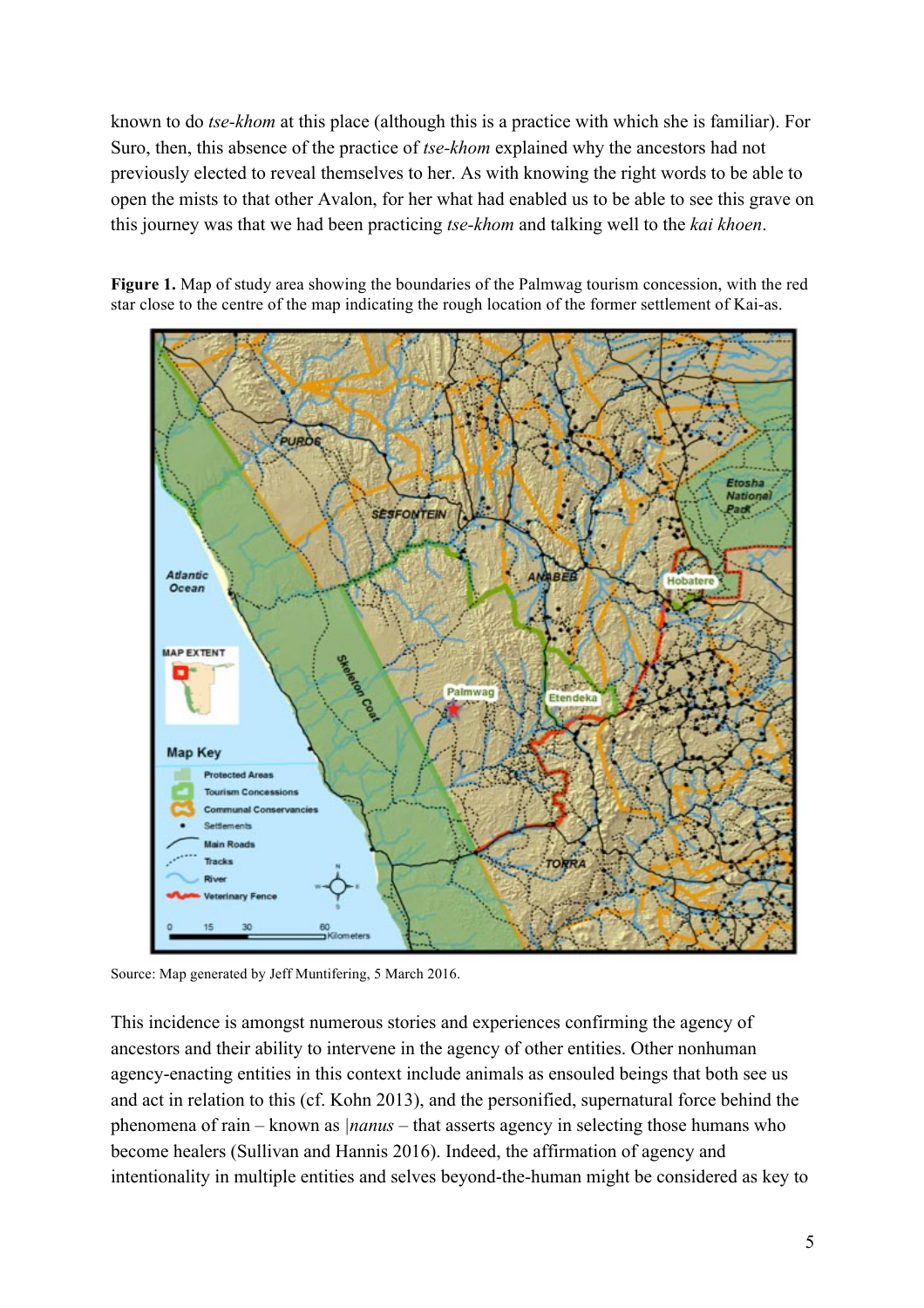known to do *tse-khom* at this place (although this is a practice with which she is familiar). For Suro, then, this absence of the practice of *tse-khom* explained why the ancestors had not previously elected to reveal themselves to her. As with knowing the right words to be able to open the mists to that other Avalon, for her what had enabled us to be able to see this grave on this journey was that we had been practicing *tse-khom* and talking well to the *kai khoen*.

**Figure 1.** Map of study area showing the boundaries of the Palmwag tourism concession, with the red star close to the centre of the map indicating the rough location of the former settlement of Kai-as.

Source: Map generated by Jeff Muntifering, 5 March 2016.

This incidence is amongst numerous stories and experiences confirming the agency of ancestors and their ability to intervene in the agency of other entities. Other nonhuman agency-enacting entities in this context include animals as ensouled beings that both see us and act in relation to this (cf. Kohn 2013), and the personified, supernatural force behind the phenomena of rain – known as *|nanus* – that asserts agency in selecting those humans who become healers (Sullivan and Hannis 2016). Indeed, the affirmation of agency and intentionality in multiple entities and selves beyond-the-human might be considered as key to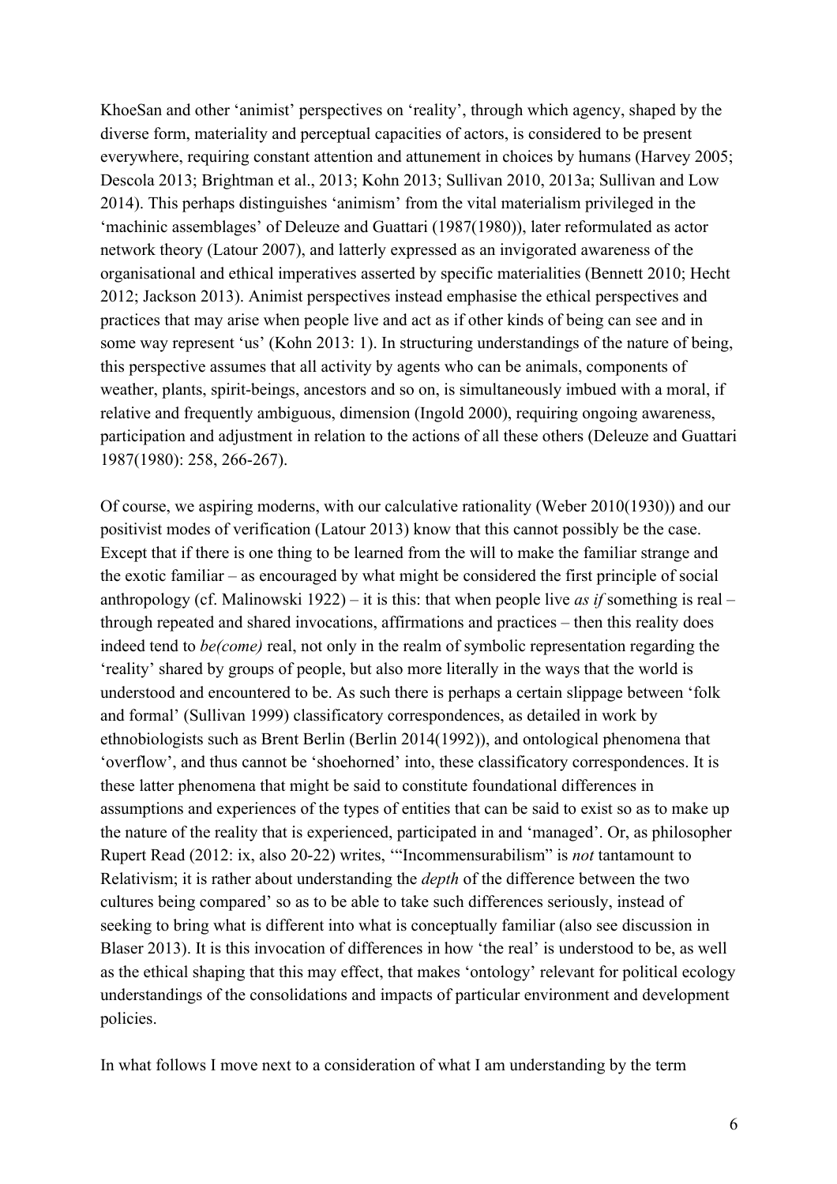KhoeSan and other 'animist' perspectives on 'reality', through which agency, shaped by the diverse form, materiality and perceptual capacities of actors, is considered to be present everywhere, requiring constant attention and attunement in choices by humans (Harvey 2005; Descola 2013; Brightman et al., 2013; Kohn 2013; Sullivan 2010, 2013a; Sullivan and Low 2014). This perhaps distinguishes 'animism' from the vital materialism privileged in the 'machinic assemblages' of Deleuze and Guattari (1987(1980)), later reformulated as actor network theory (Latour 2007), and latterly expressed as an invigorated awareness of the organisational and ethical imperatives asserted by specific materialities (Bennett 2010; Hecht 2012; Jackson 2013). Animist perspectives instead emphasise the ethical perspectives and practices that may arise when people live and act as if other kinds of being can see and in some way represent 'us' (Kohn 2013: 1). In structuring understandings of the nature of being, this perspective assumes that all activity by agents who can be animals, components of weather, plants, spirit-beings, ancestors and so on, is simultaneously imbued with a moral, if relative and frequently ambiguous, dimension (Ingold 2000), requiring ongoing awareness, participation and adjustment in relation to the actions of all these others (Deleuze and Guattari 1987(1980): 258, 266-267).

Of course, we aspiring moderns, with our calculative rationality (Weber 2010(1930)) and our positivist modes of verification (Latour 2013) know that this cannot possibly be the case. Except that if there is one thing to be learned from the will to make the familiar strange and the exotic familiar – as encouraged by what might be considered the first principle of social anthropology (cf. Malinowski 1922) – it is this: that when people live *as if* something is real – through repeated and shared invocations, affirmations and practices – then this reality does indeed tend to *be(come)* real, not only in the realm of symbolic representation regarding the 'reality' shared by groups of people, but also more literally in the ways that the world is understood and encountered to be. As such there is perhaps a certain slippage between 'folk and formal' (Sullivan 1999) classificatory correspondences, as detailed in work by ethnobiologists such as Brent Berlin (Berlin 2014(1992)), and ontological phenomena that 'overflow', and thus cannot be 'shoehorned' into, these classificatory correspondences. It is these latter phenomena that might be said to constitute foundational differences in assumptions and experiences of the types of entities that can be said to exist so as to make up the nature of the reality that is experienced, participated in and 'managed'. Or, as philosopher Rupert Read (2012: ix, also 20-22) writes, '"Incommensurabilism" is *not* tantamount to Relativism; it is rather about understanding the *depth* of the difference between the two cultures being compared' so as to be able to take such differences seriously, instead of seeking to bring what is different into what is conceptually familiar (also see discussion in Blaser 2013). It is this invocation of differences in how 'the real' is understood to be, as well as the ethical shaping that this may effect, that makes 'ontology' relevant for political ecology understandings of the consolidations and impacts of particular environment and development policies.

In what follows I move next to a consideration of what I am understanding by the term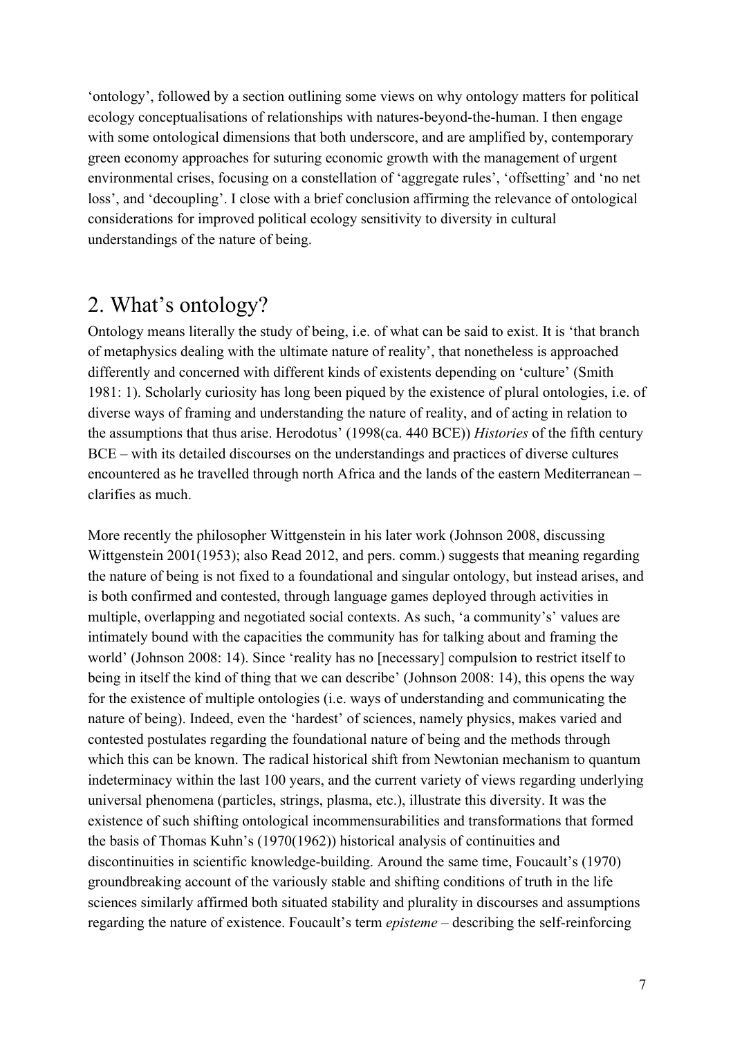'ontology', followed by a section outlining some views on why ontology matters for political ecology conceptualisations of relationships with natures-beyond-the-human. I then engage with some ontological dimensions that both underscore, and are amplified by, contemporary green economy approaches for suturing economic growth with the management of urgent environmental crises, focusing on a constellation of 'aggregate rules', 'offsetting' and 'no net loss', and 'decoupling'. I close with a brief conclusion affirming the relevance of ontological considerations for improved political ecology sensitivity to diversity in cultural understandings of the nature of being.

## 2. What's ontology?

Ontology means literally the study of being, i.e. of what can be said to exist. It is 'that branch of metaphysics dealing with the ultimate nature of reality', that nonetheless is approached differently and concerned with different kinds of existents depending on 'culture' (Smith 1981: 1). Scholarly curiosity has long been piqued by the existence of plural ontologies, i.e. of diverse ways of framing and understanding the nature of reality, and of acting in relation to the assumptions that thus arise. Herodotus' (1998(ca. 440 BCE)) *Histories* of the fifth century BCE – with its detailed discourses on the understandings and practices of diverse cultures encountered as he travelled through north Africa and the lands of the eastern Mediterranean – clarifies as much.

More recently the philosopher Wittgenstein in his later work (Johnson 2008, discussing Wittgenstein 2001(1953); also Read 2012, and pers. comm.) suggests that meaning regarding the nature of being is not fixed to a foundational and singular ontology, but instead arises, and is both confirmed and contested, through language games deployed through activities in multiple, overlapping and negotiated social contexts. As such, 'a community's' values are intimately bound with the capacities the community has for talking about and framing the world' (Johnson 2008: 14). Since 'reality has no [necessary] compulsion to restrict itself to being in itself the kind of thing that we can describe' (Johnson 2008: 14), this opens the way for the existence of multiple ontologies (i.e. ways of understanding and communicating the nature of being). Indeed, even the 'hardest' of sciences, namely physics, makes varied and contested postulates regarding the foundational nature of being and the methods through which this can be known. The radical historical shift from Newtonian mechanism to quantum indeterminacy within the last 100 years, and the current variety of views regarding underlying universal phenomena (particles, strings, plasma, etc.), illustrate this diversity. It was the existence of such shifting ontological incommensurabilities and transformations that formed the basis of Thomas Kuhn's (1970(1962)) historical analysis of continuities and discontinuities in scientific knowledge-building. Around the same time, Foucault's (1970) groundbreaking account of the variously stable and shifting conditions of truth in the life sciences similarly affirmed both situated stability and plurality in discourses and assumptions regarding the nature of existence. Foucault's term *episteme* – describing the self-reinforcing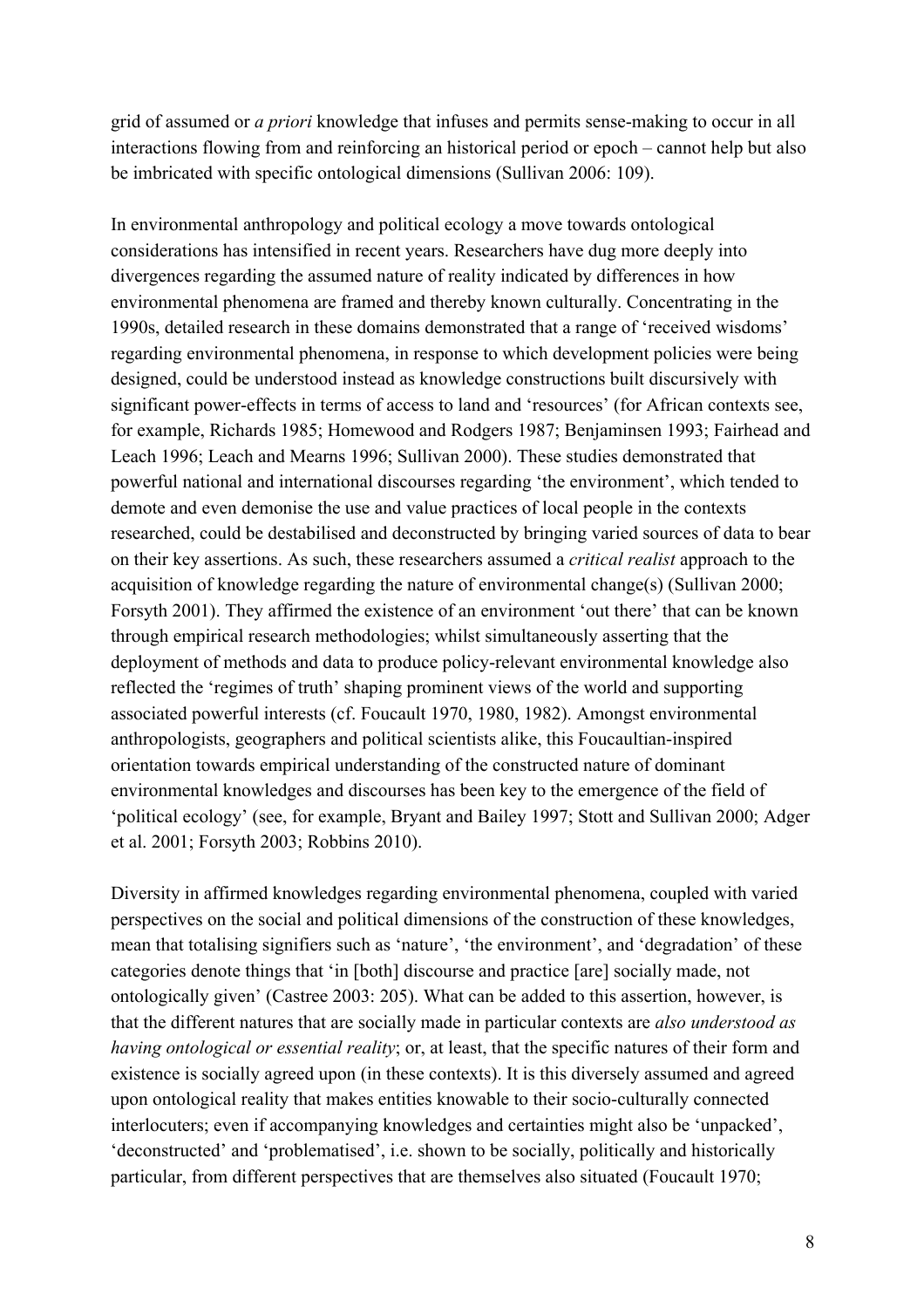grid of assumed or *a priori* knowledge that infuses and permits sense-making to occur in all interactions flowing from and reinforcing an historical period or epoch – cannot help but also be imbricated with specific ontological dimensions (Sullivan 2006: 109).

In environmental anthropology and political ecology a move towards ontological considerations has intensified in recent years. Researchers have dug more deeply into divergences regarding the assumed nature of reality indicated by differences in how environmental phenomena are framed and thereby known culturally. Concentrating in the 1990s, detailed research in these domains demonstrated that a range of 'received wisdoms' regarding environmental phenomena, in response to which development policies were being designed, could be understood instead as knowledge constructions built discursively with significant power-effects in terms of access to land and 'resources' (for African contexts see, for example, Richards 1985; Homewood and Rodgers 1987; Benjaminsen 1993; Fairhead and Leach 1996; Leach and Mearns 1996; Sullivan 2000). These studies demonstrated that powerful national and international discourses regarding 'the environment', which tended to demote and even demonise the use and value practices of local people in the contexts researched, could be destabilised and deconstructed by bringing varied sources of data to bear on their key assertions. As such, these researchers assumed a *critical realist* approach to the acquisition of knowledge regarding the nature of environmental change(s) (Sullivan 2000; Forsyth 2001). They affirmed the existence of an environment 'out there' that can be known through empirical research methodologies; whilst simultaneously asserting that the deployment of methods and data to produce policy-relevant environmental knowledge also reflected the 'regimes of truth' shaping prominent views of the world and supporting associated powerful interests (cf. Foucault 1970, 1980, 1982). Amongst environmental anthropologists, geographers and political scientists alike, this Foucaultian-inspired orientation towards empirical understanding of the constructed nature of dominant environmental knowledges and discourses has been key to the emergence of the field of 'political ecology' (see, for example, Bryant and Bailey 1997; Stott and Sullivan 2000; Adger et al. 2001; Forsyth 2003; Robbins 2010).

Diversity in affirmed knowledges regarding environmental phenomena, coupled with varied perspectives on the social and political dimensions of the construction of these knowledges, mean that totalising signifiers such as 'nature', 'the environment', and 'degradation' of these categories denote things that 'in [both] discourse and practice [are] socially made, not ontologically given' (Castree 2003: 205). What can be added to this assertion, however, is that the different natures that are socially made in particular contexts are *also understood as having ontological or essential reality*; or, at least, that the specific natures of their form and existence is socially agreed upon (in these contexts). It is this diversely assumed and agreed upon ontological reality that makes entities knowable to their socio-culturally connected interlocuters; even if accompanying knowledges and certainties might also be 'unpacked', 'deconstructed' and 'problematised', i.e. shown to be socially, politically and historically particular, from different perspectives that are themselves also situated (Foucault 1970;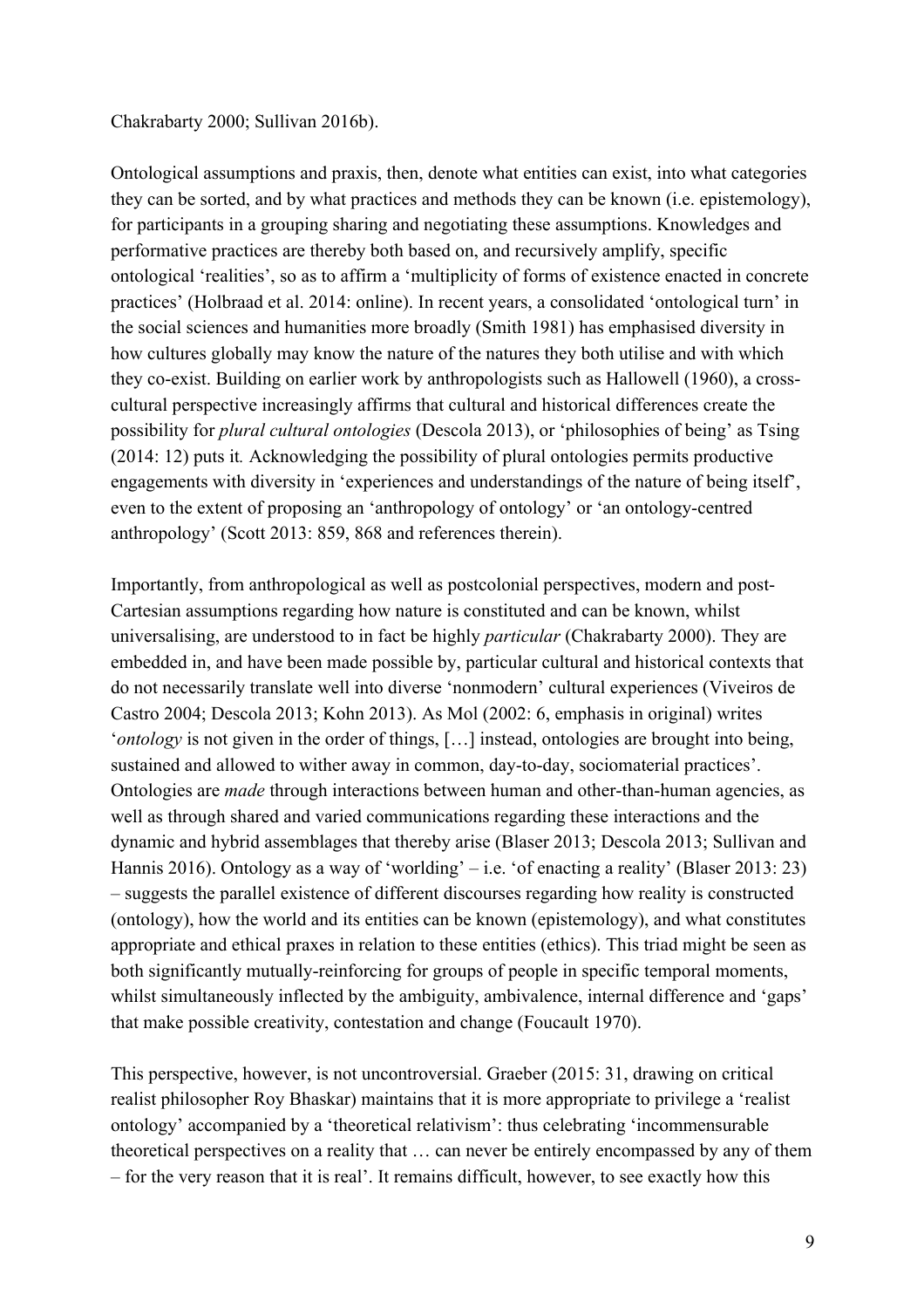Chakrabarty 2000; Sullivan 2016b).

Ontological assumptions and praxis, then, denote what entities can exist, into what categories they can be sorted, and by what practices and methods they can be known (i.e. epistemology), for participants in a grouping sharing and negotiating these assumptions. Knowledges and performative practices are thereby both based on, and recursively amplify, specific ontological 'realities', so as to affirm a 'multiplicity of forms of existence enacted in concrete practices' (Holbraad et al. 2014: online). In recent years, a consolidated 'ontological turn' in the social sciences and humanities more broadly (Smith 1981) has emphasised diversity in how cultures globally may know the nature of the natures they both utilise and with which they co-exist. Building on earlier work by anthropologists such as Hallowell (1960), a cross-cultural perspective increasingly affirms that cultural and historical differences create the possibility for *plural cultural ontologies* (Descola 2013), or 'philosophies of being' as Tsing (2014: 12) puts it. Acknowledging the possibility of plural ontologies permits productive engagements with diversity in 'experiences and understandings of the nature of being itself', even to the extent of proposing an 'anthropology of ontology' or 'an ontology-centred anthropology' (Scott 2013: 859, 868 and references therein).

Importantly, from anthropological as well as postcolonial perspectives, modern and post-Cartesian assumptions regarding how nature is constituted and can be known, whilst universalising, are understood to in fact be highly *particular* (Chakrabarty 2000). They are embedded in, and have been made possible by, particular cultural and historical contexts that do not necessarily translate well into diverse 'nonmodern' cultural experiences (Viveiros de Castro 2004; Descola 2013; Kohn 2013). As Mol (2002: 6, emphasis in original) writes '*ontology* is not given in the order of things, […] instead, ontologies are brought into being, sustained and allowed to wither away in common, day-to-day, sociomaterial practices'. Ontologies are *made* through interactions between human and other-than-human agencies, as well as through shared and varied communications regarding these interactions and the dynamic and hybrid assemblages that thereby arise (Blaser 2013; Descola 2013; Sullivan and Hannis 2016). Ontology as a way of 'worlding' – i.e. 'of enacting a reality' (Blaser 2013: 23) – suggests the parallel existence of different discourses regarding how reality is constructed (ontology), how the world and its entities can be known (epistemology), and what constitutes appropriate and ethical praxes in relation to these entities (ethics). This triad might be seen as both significantly mutually-reinforcing for groups of people in specific temporal moments, whilst simultaneously inflected by the ambiguity, ambivalence, internal difference and 'gaps' that make possible creativity, contestation and change (Foucault 1970).

This perspective, however, is not uncontroversial. Graeber (2015: 31, drawing on critical realist philosopher Roy Bhaskar) maintains that it is more appropriate to privilege a 'realist ontology' accompanied by a 'theoretical relativism': thus celebrating 'incommensurable theoretical perspectives on a reality that … can never be entirely encompassed by any of them – for the very reason that it is real'. It remains difficult, however, to see exactly how this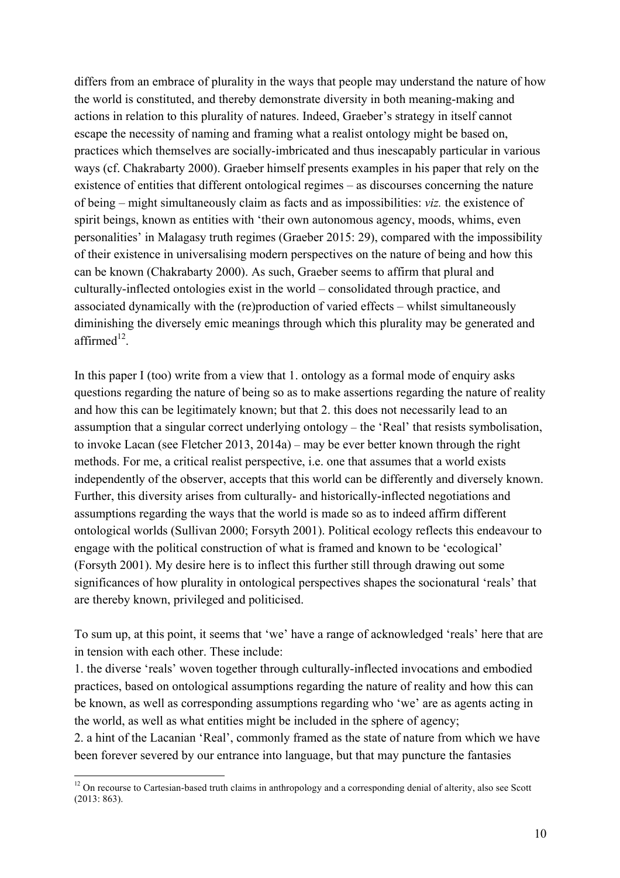differs from an embrace of plurality in the ways that people may understand the nature of how the world is constituted, and thereby demonstrate diversity in both meaning-making and actions in relation to this plurality of natures. Indeed, Graeber's strategy in itself cannot escape the necessity of naming and framing what a realist ontology might be based on, practices which themselves are socially-imbricated and thus inescapably particular in various ways (cf. Chakrabarty 2000). Graeber himself presents examples in his paper that rely on the existence of entities that different ontological regimes – as discourses concerning the nature of being – might simultaneously claim as facts and as impossibilities: *viz.* the existence of spirit beings, known as entities with 'their own autonomous agency, moods, whims, even personalities' in Malagasy truth regimes (Graeber 2015: 29), compared with the impossibility of their existence in universalising modern perspectives on the nature of being and how this can be known (Chakrabarty 2000). As such, Graeber seems to affirm that plural and culturally-inflected ontologies exist in the world – consolidated through practice, and associated dynamically with the (re)production of varied effects – whilst simultaneously diminishing the diversely emic meanings through which this plurality may be generated and affirmed[12].

In this paper I (too) write from a view that 1. ontology as a formal mode of enquiry asks questions regarding the nature of being so as to make assertions regarding the nature of reality and how this can be legitimately known; but that 2. this does not necessarily lead to an assumption that a singular correct underlying ontology – the 'Real' that resists symbolisation, to invoke Lacan (see Fletcher 2013, 2014a) – may be ever better known through the right methods. For me, a critical realist perspective, i.e. one that assumes that a world exists independently of the observer, accepts that this world can be differently and diversely known. Further, this diversity arises from culturally- and historically-inflected negotiations and assumptions regarding the ways that the world is made so as to indeed affirm different ontological worlds (Sullivan 2000; Forsyth 2001). Political ecology reflects this endeavour to engage with the political construction of what is framed and known to be 'ecological' (Forsyth 2001). My desire here is to inflect this further still through drawing out some significances of how plurality in ontological perspectives shapes the socionatural 'reals' that are thereby known, privileged and politicised.

To sum up, at this point, it seems that 'we' have a range of acknowledged 'reals' here that are in tension with each other. These include:

1. the diverse 'reals' woven together through culturally-inflected invocations and embodied practices, based on ontological assumptions regarding the nature of reality and how this can be known, as well as corresponding assumptions regarding who 'we' are as agents acting in the world, as well as what entities might be included in the sphere of agency;
2. a hint of the Lacanian 'Real', commonly framed as the state of nature from which we have been forever severed by our entrance into language, but that may puncture the fantasies

[12] On recourse to Cartesian-based truth claims in anthropology and a corresponding denial of alterity, also see Scott (2013: 863).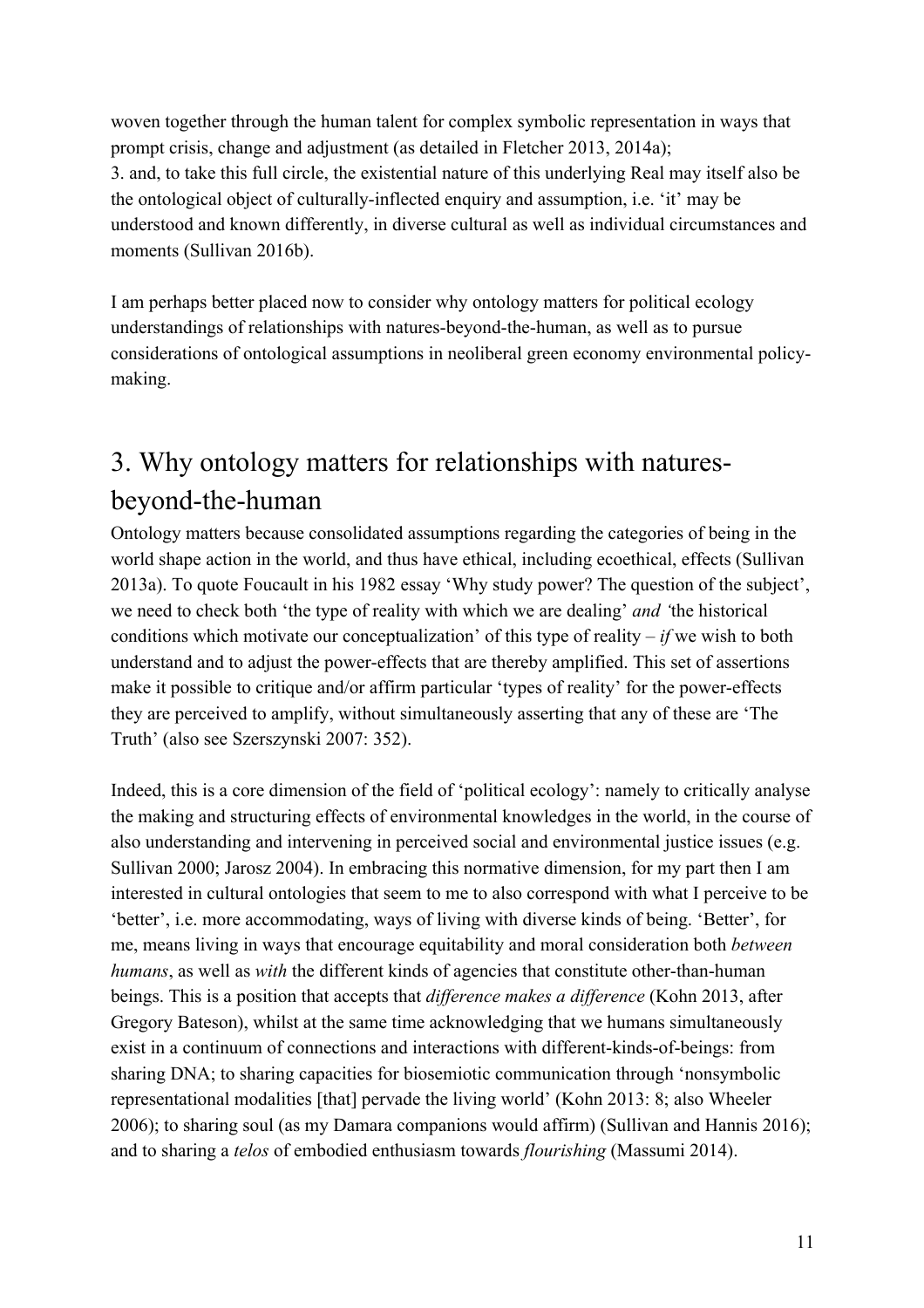woven together through the human talent for complex symbolic representation in ways that prompt crisis, change and adjustment (as detailed in Fletcher 2013, 2014a);

3. and, to take this full circle, the existential nature of this underlying Real may itself also be the ontological object of culturally-inflected enquiry and assumption, i.e. 'it' may be understood and known differently, in diverse cultural as well as individual circumstances and moments (Sullivan 2016b).

I am perhaps better placed now to consider why ontology matters for political ecology understandings of relationships with natures-beyond-the-human, as well as to pursue considerations of ontological assumptions in neoliberal green economy environmental policy-making.

# 3. Why ontology matters for relationships with natures-beyond-the-human

Ontology matters because consolidated assumptions regarding the categories of being in the world shape action in the world, and thus have ethical, including ecoethical, effects (Sullivan 2013a). To quote Foucault in his 1982 essay 'Why study power? The question of the subject', we need to check both 'the type of reality with which we are dealing' *and* 'the historical conditions which motivate our conceptualization' of this type of reality – *if* we wish to both understand and to adjust the power-effects that are thereby amplified. This set of assertions make it possible to critique and/or affirm particular 'types of reality' for the power-effects they are perceived to amplify, without simultaneously asserting that any of these are 'The Truth' (also see Szerszynski 2007: 352).

Indeed, this is a core dimension of the field of 'political ecology': namely to critically analyse the making and structuring effects of environmental knowledges in the world, in the course of also understanding and intervening in perceived social and environmental justice issues (e.g. Sullivan 2000; Jarosz 2004). In embracing this normative dimension, for my part then I am interested in cultural ontologies that seem to me to also correspond with what I perceive to be 'better', i.e. more accommodating, ways of living with diverse kinds of being. 'Better', for me, means living in ways that encourage equitability and moral consideration both *between humans*, as well as *with* the different kinds of agencies that constitute other-than-human beings. This is a position that accepts that *difference makes a difference* (Kohn 2013, after Gregory Bateson), whilst at the same time acknowledging that we humans simultaneously exist in a continuum of connections and interactions with different-kinds-of-beings: from sharing DNA; to sharing capacities for biosemiotic communication through 'nonsymbolic representational modalities [that] pervade the living world' (Kohn 2013: 8; also Wheeler 2006); to sharing soul (as my Damara companions would affirm) (Sullivan and Hannis 2016); and to sharing a *telos* of embodied enthusiasm towards *flourishing* (Massumi 2014).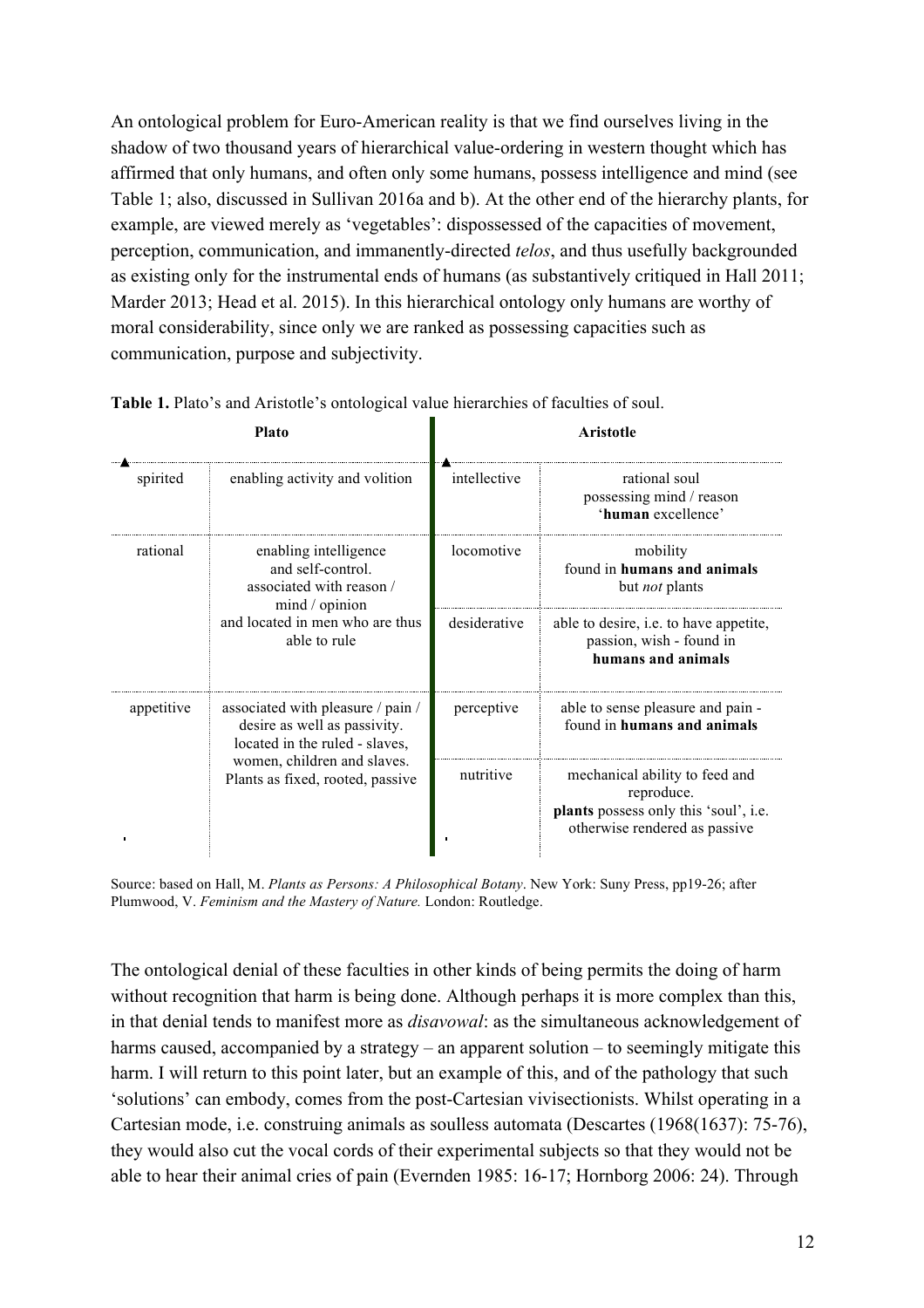An ontological problem for Euro-American reality is that we find ourselves living in the shadow of two thousand years of hierarchical value-ordering in western thought which has affirmed that only humans, and often only some humans, possess intelligence and mind (see Table 1; also, discussed in Sullivan 2016a and b). At the other end of the hierarchy plants, for example, are viewed merely as 'vegetables': dispossessed of the capacities of movement, perception, communication, and immanently-directed *telos*, and thus usefully backgrounded as existing only for the instrumental ends of humans (as substantively critiqued in Hall 2011; Marder 2013; Head et al. 2015). In this hierarchical ontology only humans are worthy of moral considerability, since only we are ranked as possessing capacities such as communication, purpose and subjectivity.

**Table 1.** Plato's and Aristotle's ontological value hierarchies of faculties of soul.

| Plato | | Aristotle | |
|---|---|---|---|
| spirited | enabling activity and volition | intellective | rational soul possessing mind / reason '**human** excellence' |
| rational | enabling intelligence and self-control. associated with reason / mind / opinion and located in men who are thus able to rule | locomotive | mobility found in **humans and animals** but *not* plants |
| | | desiderative | able to desire, i.e. to have appetite, passion, wish - found in **humans and animals** |
| appetitive | associated with pleasure / pain / desire as well as passivity. located in the ruled - slaves, women, children and slaves. Plants as fixed, rooted, passive | perceptive | able to sense pleasure and pain - found in **humans and animals** |
| | | nutritive | mechanical ability to feed and reproduce. **plants** possess only this 'soul', i.e. otherwise rendered as passive |

Source: based on Hall, M. *Plants as Persons: A Philosophical Botany*. New York: Suny Press, pp19-26; after Plumwood, V. *Feminism and the Mastery of Nature.* London: Routledge.

The ontological denial of these faculties in other kinds of being permits the doing of harm without recognition that harm is being done. Although perhaps it is more complex than this, in that denial tends to manifest more as *disavowal*: as the simultaneous acknowledgement of harms caused, accompanied by a strategy – an apparent solution – to seemingly mitigate this harm. I will return to this point later, but an example of this, and of the pathology that such 'solutions' can embody, comes from the post-Cartesian vivisectionists. Whilst operating in a Cartesian mode, i.e. construing animals as soulless automata (Descartes (1968(1637): 75-76), they would also cut the vocal cords of their experimental subjects so that they would not be able to hear their animal cries of pain (Evernden 1985: 16-17; Hornborg 2006: 24). Through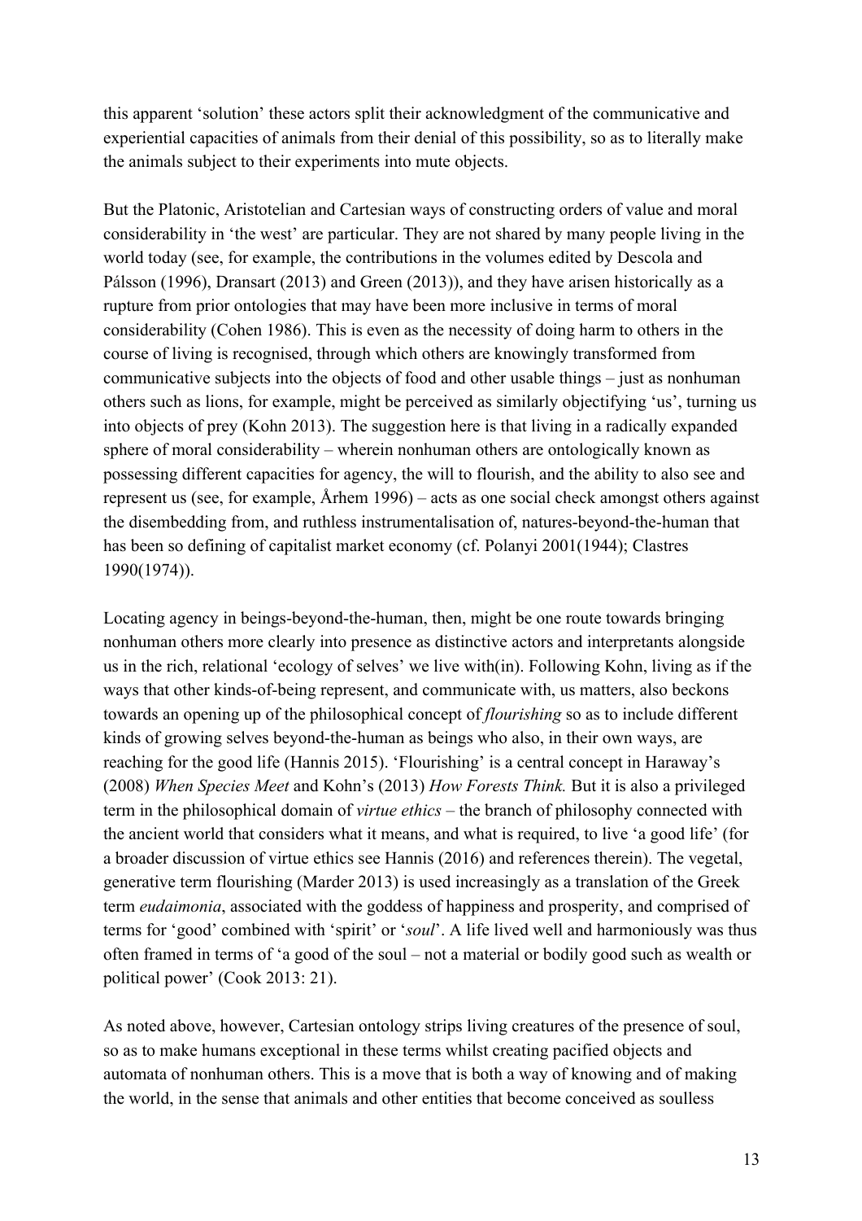this apparent 'solution' these actors split their acknowledgment of the communicative and experiential capacities of animals from their denial of this possibility, so as to literally make the animals subject to their experiments into mute objects.

But the Platonic, Aristotelian and Cartesian ways of constructing orders of value and moral considerability in 'the west' are particular. They are not shared by many people living in the world today (see, for example, the contributions in the volumes edited by Descola and Pálsson (1996), Dransart (2013) and Green (2013)), and they have arisen historically as a rupture from prior ontologies that may have been more inclusive in terms of moral considerability (Cohen 1986). This is even as the necessity of doing harm to others in the course of living is recognised, through which others are knowingly transformed from communicative subjects into the objects of food and other usable things – just as nonhuman others such as lions, for example, might be perceived as similarly objectifying 'us', turning us into objects of prey (Kohn 2013). The suggestion here is that living in a radically expanded sphere of moral considerability – wherein nonhuman others are ontologically known as possessing different capacities for agency, the will to flourish, and the ability to also see and represent us (see, for example, Århem 1996) – acts as one social check amongst others against the disembedding from, and ruthless instrumentalisation of, natures-beyond-the-human that has been so defining of capitalist market economy (cf. Polanyi 2001(1944); Clastres 1990(1974)).

Locating agency in beings-beyond-the-human, then, might be one route towards bringing nonhuman others more clearly into presence as distinctive actors and interpretants alongside us in the rich, relational 'ecology of selves' we live with(in). Following Kohn, living as if the ways that other kinds-of-being represent, and communicate with, us matters, also beckons towards an opening up of the philosophical concept of *flourishing* so as to include different kinds of growing selves beyond-the-human as beings who also, in their own ways, are reaching for the good life (Hannis 2015). 'Flourishing' is a central concept in Haraway's (2008) *When Species Meet* and Kohn's (2013) *How Forests Think.* But it is also a privileged term in the philosophical domain of *virtue ethics* – the branch of philosophy connected with the ancient world that considers what it means, and what is required, to live 'a good life' (for a broader discussion of virtue ethics see Hannis (2016) and references therein). The vegetal, generative term flourishing (Marder 2013) is used increasingly as a translation of the Greek term *eudaimonia*, associated with the goddess of happiness and prosperity, and comprised of terms for 'good' combined with 'spirit' or '*soul*'. A life lived well and harmoniously was thus often framed in terms of 'a good of the soul – not a material or bodily good such as wealth or political power' (Cook 2013: 21).

As noted above, however, Cartesian ontology strips living creatures of the presence of soul, so as to make humans exceptional in these terms whilst creating pacified objects and automata of nonhuman others. This is a move that is both a way of knowing and of making the world, in the sense that animals and other entities that become conceived as soulless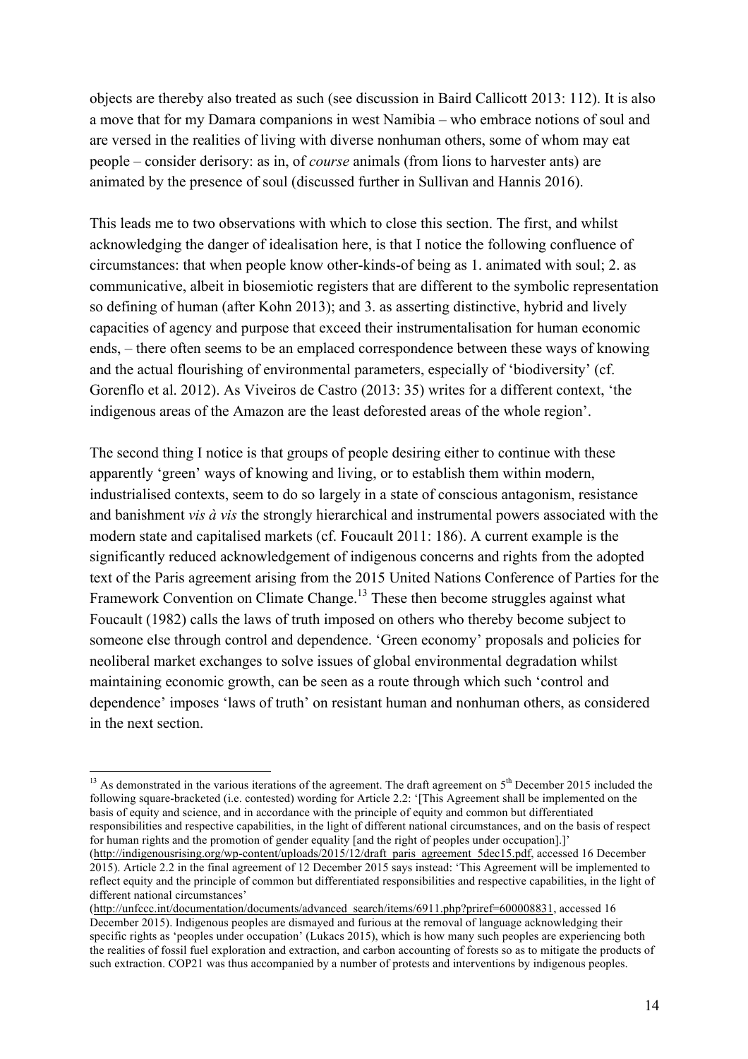objects are thereby also treated as such (see discussion in Baird Callicott 2013: 112). It is also a move that for my Damara companions in west Namibia – who embrace notions of soul and are versed in the realities of living with diverse nonhuman others, some of whom may eat people – consider derisory: as in, of *course* animals (from lions to harvester ants) are animated by the presence of soul (discussed further in Sullivan and Hannis 2016).

This leads me to two observations with which to close this section. The first, and whilst acknowledging the danger of idealisation here, is that I notice the following confluence of circumstances: that when people know other-kinds-of being as 1. animated with soul; 2. as communicative, albeit in biosemiotic registers that are different to the symbolic representation so defining of human (after Kohn 2013); and 3. as asserting distinctive, hybrid and lively capacities of agency and purpose that exceed their instrumentalisation for human economic ends, – there often seems to be an emplaced correspondence between these ways of knowing and the actual flourishing of environmental parameters, especially of 'biodiversity' (cf. Gorenflo et al. 2012). As Viveiros de Castro (2013: 35) writes for a different context, 'the indigenous areas of the Amazon are the least deforested areas of the whole region'.

The second thing I notice is that groups of people desiring either to continue with these apparently 'green' ways of knowing and living, or to establish them within modern, industrialised contexts, seem to do so largely in a state of conscious antagonism, resistance and banishment *vis à vis* the strongly hierarchical and instrumental powers associated with the modern state and capitalised markets (cf. Foucault 2011: 186). A current example is the significantly reduced acknowledgement of indigenous concerns and rights from the adopted text of the Paris agreement arising from the 2015 United Nations Conference of Parties for the Framework Convention on Climate Change.[13] These then become struggles against what Foucault (1982) calls the laws of truth imposed on others who thereby become subject to someone else through control and dependence. 'Green economy' proposals and policies for neoliberal market exchanges to solve issues of global environmental degradation whilst maintaining economic growth, can be seen as a route through which such 'control and dependence' imposes 'laws of truth' on resistant human and nonhuman others, as considered in the next section.

---

[13] As demonstrated in the various iterations of the agreement. The draft agreement on 5th December 2015 included the following square-bracketed (i.e. contested) wording for Article 2.2: '[This Agreement shall be implemented on the basis of equity and science, and in accordance with the principle of equity and common but differentiated responsibilities and respective capabilities, in the light of different national circumstances, and on the basis of respect for human rights and the promotion of gender equality [and the right of peoples under occupation].]' (http://indigenousrising.org/wp-content/uploads/2015/12/draft_paris_agreement_5dec15.pdf, accessed 16 December 2015). Article 2.2 in the final agreement of 12 December 2015 says instead: 'This Agreement will be implemented to reflect equity and the principle of common but differentiated responsibilities and respective capabilities, in the light of different national circumstances' (http://unfccc.int/documentation/documents/advanced_search/items/6911.php?priref=600008831, accessed 16 December 2015). Indigenous peoples are dismayed and furious at the removal of language acknowledging their specific rights as 'peoples under occupation' (Lukacs 2015), which is how many such peoples are experiencing both the realities of fossil fuel exploration and extraction, and carbon accounting of forests so as to mitigate the products of such extraction. COP21 was thus accompanied by a number of protests and interventions by indigenous peoples.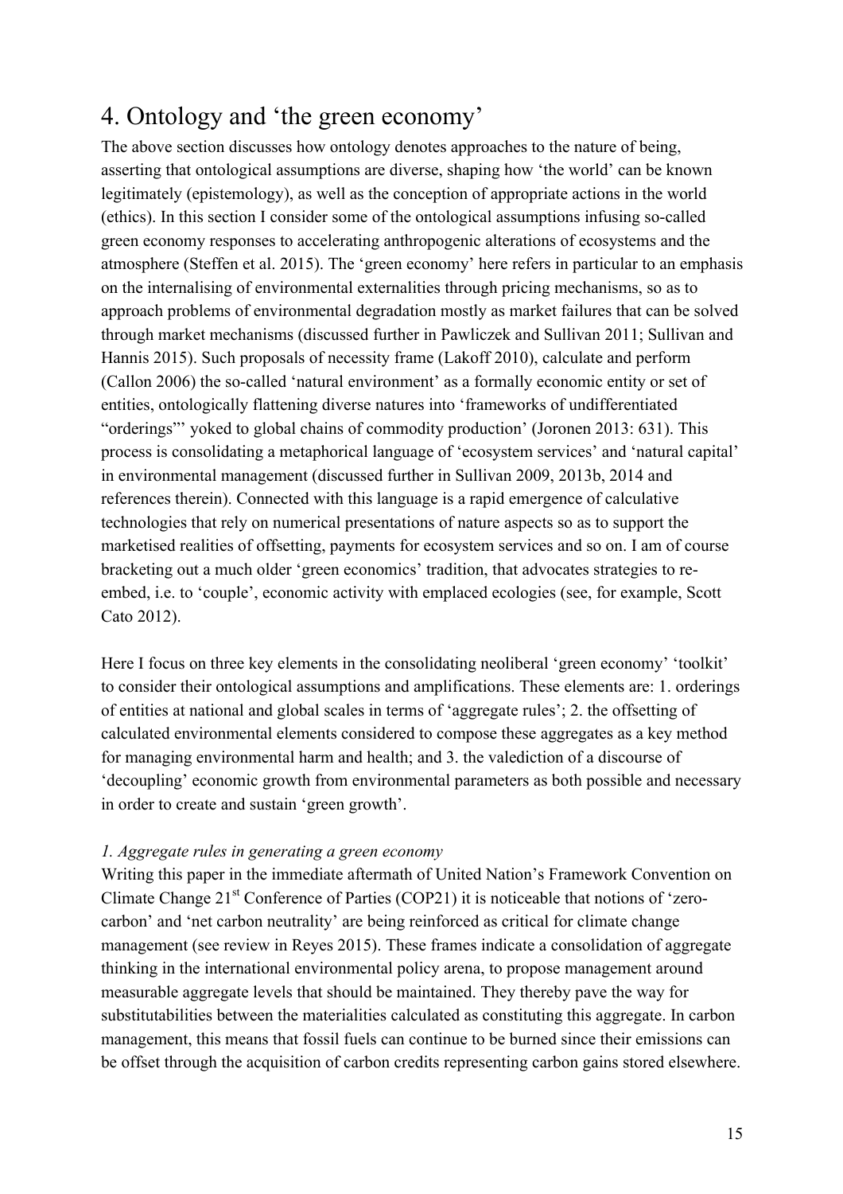# 4. Ontology and 'the green economy'

The above section discusses how ontology denotes approaches to the nature of being, asserting that ontological assumptions are diverse, shaping how 'the world' can be known legitimately (epistemology), as well as the conception of appropriate actions in the world (ethics). In this section I consider some of the ontological assumptions infusing so-called green economy responses to accelerating anthropogenic alterations of ecosystems and the atmosphere (Steffen et al. 2015). The 'green economy' here refers in particular to an emphasis on the internalising of environmental externalities through pricing mechanisms, so as to approach problems of environmental degradation mostly as market failures that can be solved through market mechanisms (discussed further in Pawliczek and Sullivan 2011; Sullivan and Hannis 2015). Such proposals of necessity frame (Lakoff 2010), calculate and perform (Callon 2006) the so-called 'natural environment' as a formally economic entity or set of entities, ontologically flattening diverse natures into 'frameworks of undifferentiated "orderings"' yoked to global chains of commodity production' (Joronen 2013: 631). This process is consolidating a metaphorical language of 'ecosystem services' and 'natural capital' in environmental management (discussed further in Sullivan 2009, 2013b, 2014 and references therein). Connected with this language is a rapid emergence of calculative technologies that rely on numerical presentations of nature aspects so as to support the marketised realities of offsetting, payments for ecosystem services and so on. I am of course bracketing out a much older 'green economics' tradition, that advocates strategies to re-embed, i.e. to 'couple', economic activity with emplaced ecologies (see, for example, Scott Cato 2012).

Here I focus on three key elements in the consolidating neoliberal 'green economy' 'toolkit' to consider their ontological assumptions and amplifications. These elements are: 1. orderings of entities at national and global scales in terms of 'aggregate rules'; 2. the offsetting of calculated environmental elements considered to compose these aggregates as a key method for managing environmental harm and health; and 3. the valediction of a discourse of 'decoupling' economic growth from environmental parameters as both possible and necessary in order to create and sustain 'green growth'.

*1. Aggregate rules in generating a green economy*

Writing this paper in the immediate aftermath of United Nation's Framework Convention on Climate Change 21st Conference of Parties (COP21) it is noticeable that notions of 'zero-carbon' and 'net carbon neutrality' are being reinforced as critical for climate change management (see review in Reyes 2015). These frames indicate a consolidation of aggregate thinking in the international environmental policy arena, to propose management around measurable aggregate levels that should be maintained. They thereby pave the way for substitutabilities between the materialities calculated as constituting this aggregate. In carbon management, this means that fossil fuels can continue to be burned since their emissions can be offset through the acquisition of carbon credits representing carbon gains stored elsewhere.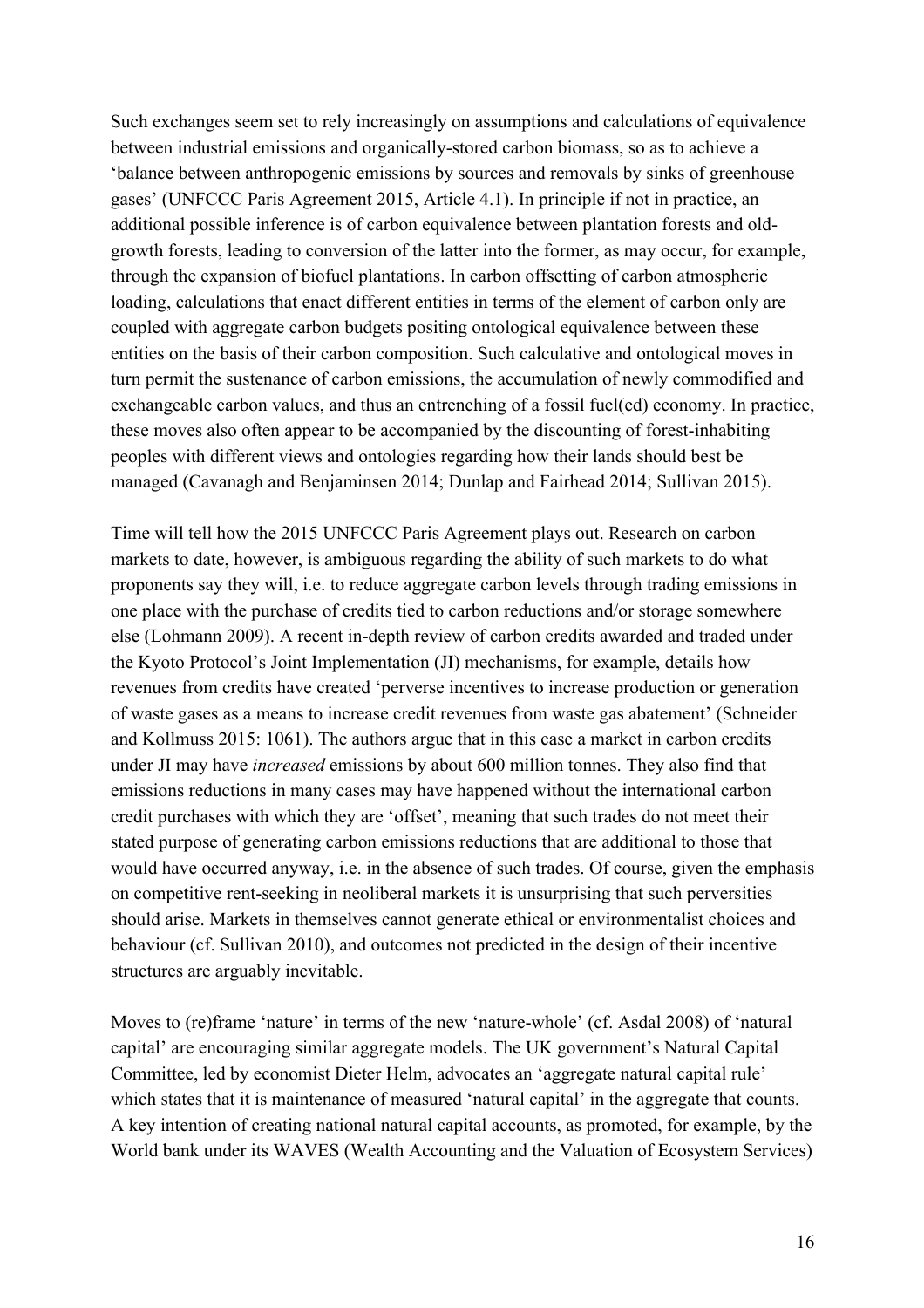Such exchanges seem set to rely increasingly on assumptions and calculations of equivalence between industrial emissions and organically-stored carbon biomass, so as to achieve a 'balance between anthropogenic emissions by sources and removals by sinks of greenhouse gases' (UNFCCC Paris Agreement 2015, Article 4.1). In principle if not in practice, an additional possible inference is of carbon equivalence between plantation forests and old-growth forests, leading to conversion of the latter into the former, as may occur, for example, through the expansion of biofuel plantations. In carbon offsetting of carbon atmospheric loading, calculations that enact different entities in terms of the element of carbon only are coupled with aggregate carbon budgets positing ontological equivalence between these entities on the basis of their carbon composition. Such calculative and ontological moves in turn permit the sustenance of carbon emissions, the accumulation of newly commodified and exchangeable carbon values, and thus an entrenching of a fossil fuel(ed) economy. In practice, these moves also often appear to be accompanied by the discounting of forest-inhabiting peoples with different views and ontologies regarding how their lands should best be managed (Cavanagh and Benjaminsen 2014; Dunlap and Fairhead 2014; Sullivan 2015).

Time will tell how the 2015 UNFCCC Paris Agreement plays out. Research on carbon markets to date, however, is ambiguous regarding the ability of such markets to do what proponents say they will, i.e. to reduce aggregate carbon levels through trading emissions in one place with the purchase of credits tied to carbon reductions and/or storage somewhere else (Lohmann 2009). A recent in-depth review of carbon credits awarded and traded under the Kyoto Protocol's Joint Implementation (JI) mechanisms, for example, details how revenues from credits have created 'perverse incentives to increase production or generation of waste gases as a means to increase credit revenues from waste gas abatement' (Schneider and Kollmuss 2015: 1061). The authors argue that in this case a market in carbon credits under JI may have *increased* emissions by about 600 million tonnes. They also find that emissions reductions in many cases may have happened without the international carbon credit purchases with which they are 'offset', meaning that such trades do not meet their stated purpose of generating carbon emissions reductions that are additional to those that would have occurred anyway, i.e. in the absence of such trades. Of course, given the emphasis on competitive rent-seeking in neoliberal markets it is unsurprising that such perversities should arise. Markets in themselves cannot generate ethical or environmentalist choices and behaviour (cf. Sullivan 2010), and outcomes not predicted in the design of their incentive structures are arguably inevitable.

Moves to (re)frame 'nature' in terms of the new 'nature-whole' (cf. Asdal 2008) of 'natural capital' are encouraging similar aggregate models. The UK government's Natural Capital Committee, led by economist Dieter Helm, advocates an 'aggregate natural capital rule' which states that it is maintenance of measured 'natural capital' in the aggregate that counts. A key intention of creating national natural capital accounts, as promoted, for example, by the World bank under its WAVES (Wealth Accounting and the Valuation of Ecosystem Services)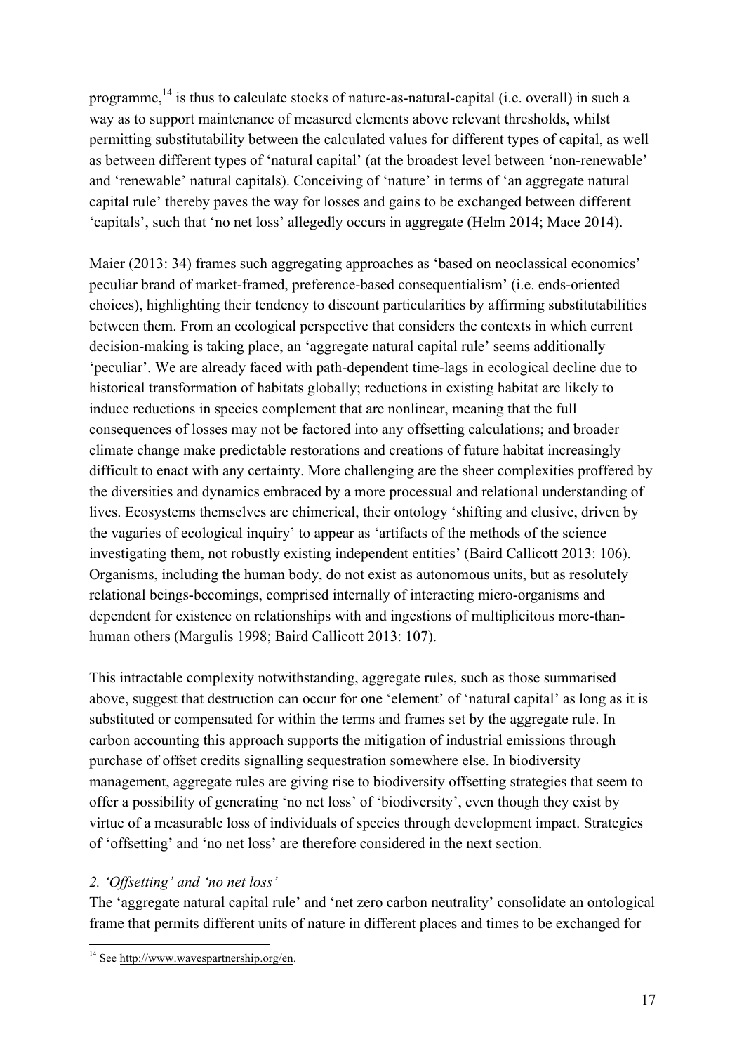programme,[14] is thus to calculate stocks of nature-as-natural-capital (i.e. overall) in such a way as to support maintenance of measured elements above relevant thresholds, whilst permitting substitutability between the calculated values for different types of capital, as well as between different types of 'natural capital' (at the broadest level between 'non-renewable' and 'renewable' natural capitals). Conceiving of 'nature' in terms of 'an aggregate natural capital rule' thereby paves the way for losses and gains to be exchanged between different 'capitals', such that 'no net loss' allegedly occurs in aggregate (Helm 2014; Mace 2014).

Maier (2013: 34) frames such aggregating approaches as 'based on neoclassical economics' peculiar brand of market-framed, preference-based consequentialism' (i.e. ends-oriented choices), highlighting their tendency to discount particularities by affirming substitutabilities between them. From an ecological perspective that considers the contexts in which current decision-making is taking place, an 'aggregate natural capital rule' seems additionally 'peculiar'. We are already faced with path-dependent time-lags in ecological decline due to historical transformation of habitats globally; reductions in existing habitat are likely to induce reductions in species complement that are nonlinear, meaning that the full consequences of losses may not be factored into any offsetting calculations; and broader climate change make predictable restorations and creations of future habitat increasingly difficult to enact with any certainty. More challenging are the sheer complexities proffered by the diversities and dynamics embraced by a more processual and relational understanding of lives. Ecosystems themselves are chimerical, their ontology 'shifting and elusive, driven by the vagaries of ecological inquiry' to appear as 'artifacts of the methods of the science investigating them, not robustly existing independent entities' (Baird Callicott 2013: 106). Organisms, including the human body, do not exist as autonomous units, but as resolutely relational beings-becomings, comprised internally of interacting micro-organisms and dependent for existence on relationships with and ingestions of multiplicitous more-than-human others (Margulis 1998; Baird Callicott 2013: 107).

This intractable complexity notwithstanding, aggregate rules, such as those summarised above, suggest that destruction can occur for one 'element' of 'natural capital' as long as it is substituted or compensated for within the terms and frames set by the aggregate rule. In carbon accounting this approach supports the mitigation of industrial emissions through purchase of offset credits signalling sequestration somewhere else. In biodiversity management, aggregate rules are giving rise to biodiversity offsetting strategies that seem to offer a possibility of generating 'no net loss' of 'biodiversity', even though they exist by virtue of a measurable loss of individuals of species through development impact. Strategies of 'offsetting' and 'no net loss' are therefore considered in the next section.

### *2. 'Offsetting' and 'no net loss'*

The 'aggregate natural capital rule' and 'net zero carbon neutrality' consolidate an ontological frame that permits different units of nature in different places and times to be exchanged for

[14] See http://www.wavespartnership.org/en.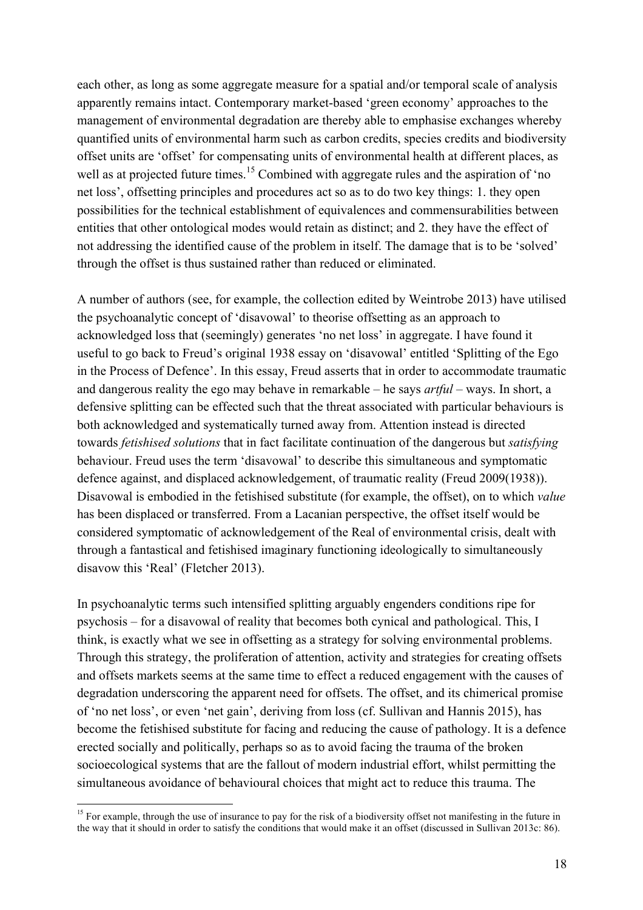each other, as long as some aggregate measure for a spatial and/or temporal scale of analysis apparently remains intact. Contemporary market-based 'green economy' approaches to the management of environmental degradation are thereby able to emphasise exchanges whereby quantified units of environmental harm such as carbon credits, species credits and biodiversity offset units are 'offset' for compensating units of environmental health at different places, as well as at projected future times.[15] Combined with aggregate rules and the aspiration of 'no net loss', offsetting principles and procedures act so as to do two key things: 1. they open possibilities for the technical establishment of equivalences and commensurabilities between entities that other ontological modes would retain as distinct; and 2. they have the effect of not addressing the identified cause of the problem in itself. The damage that is to be 'solved' through the offset is thus sustained rather than reduced or eliminated.

A number of authors (see, for example, the collection edited by Weintrobe 2013) have utilised the psychoanalytic concept of 'disavowal' to theorise offsetting as an approach to acknowledged loss that (seemingly) generates 'no net loss' in aggregate. I have found it useful to go back to Freud's original 1938 essay on 'disavowal' entitled 'Splitting of the Ego in the Process of Defence'. In this essay, Freud asserts that in order to accommodate traumatic and dangerous reality the ego may behave in remarkable – he says *artful* – ways. In short, a defensive splitting can be effected such that the threat associated with particular behaviours is both acknowledged and systematically turned away from. Attention instead is directed towards *fetishised solutions* that in fact facilitate continuation of the dangerous but *satisfying* behaviour. Freud uses the term 'disavowal' to describe this simultaneous and symptomatic defence against, and displaced acknowledgement, of traumatic reality (Freud 2009(1938)). Disavowal is embodied in the fetishised substitute (for example, the offset), on to which *value* has been displaced or transferred. From a Lacanian perspective, the offset itself would be considered symptomatic of acknowledgement of the Real of environmental crisis, dealt with through a fantastical and fetishised imaginary functioning ideologically to simultaneously disavow this 'Real' (Fletcher 2013).

In psychoanalytic terms such intensified splitting arguably engenders conditions ripe for psychosis – for a disavowal of reality that becomes both cynical and pathological. This, I think, is exactly what we see in offsetting as a strategy for solving environmental problems. Through this strategy, the proliferation of attention, activity and strategies for creating offsets and offsets markets seems at the same time to effect a reduced engagement with the causes of degradation underscoring the apparent need for offsets. The offset, and its chimerical promise of 'no net loss', or even 'net gain', deriving from loss (cf. Sullivan and Hannis 2015), has become the fetishised substitute for facing and reducing the cause of pathology. It is a defence erected socially and politically, perhaps so as to avoid facing the trauma of the broken socioecological systems that are the fallout of modern industrial effort, whilst permitting the simultaneous avoidance of behavioural choices that might act to reduce this trauma. The

[15] For example, through the use of insurance to pay for the risk of a biodiversity offset not manifesting in the future in the way that it should in order to satisfy the conditions that would make it an offset (discussed in Sullivan 2013c: 86).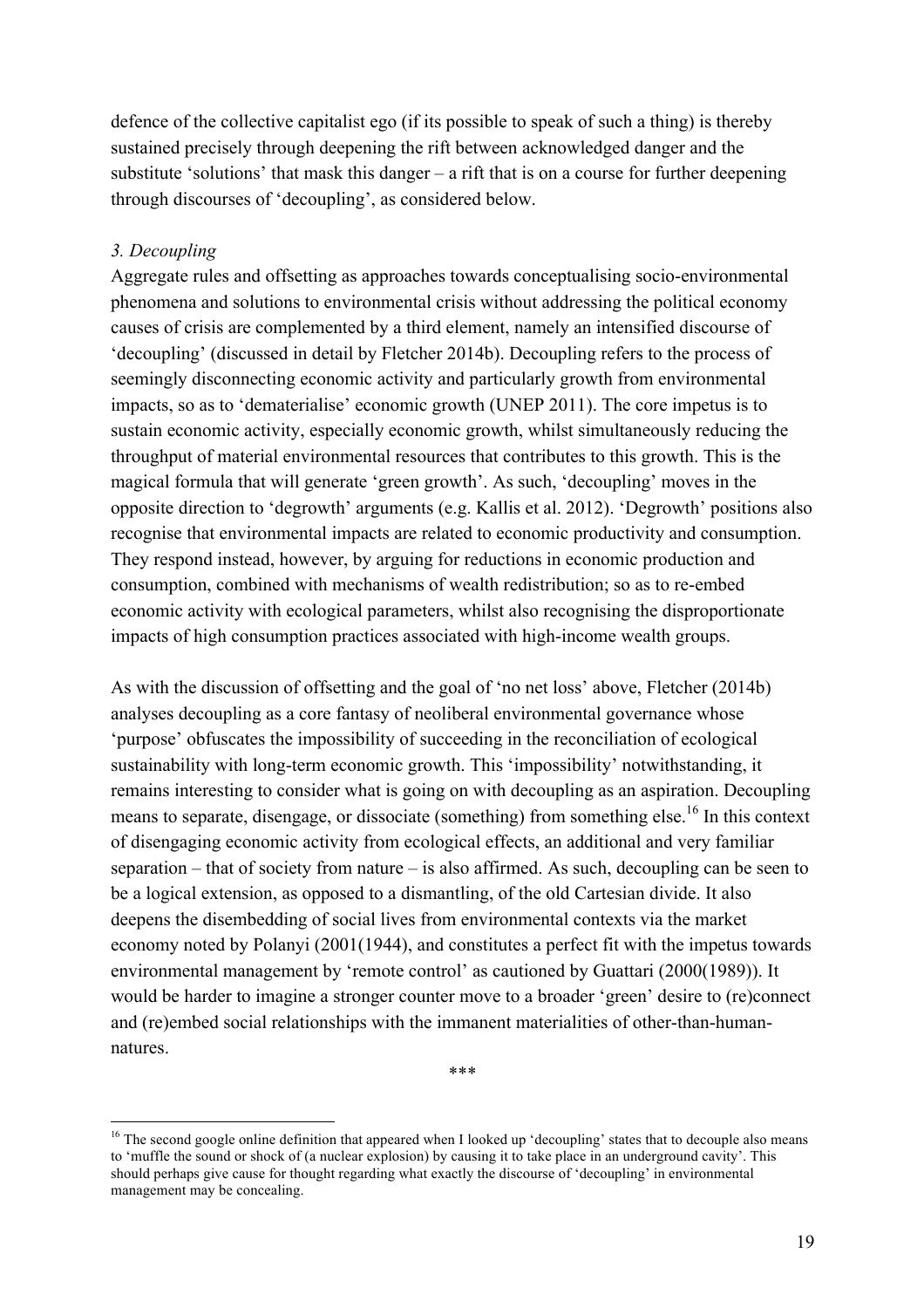defence of the collective capitalist ego (if its possible to speak of such a thing) is thereby sustained precisely through deepening the rift between acknowledged danger and the substitute 'solutions' that mask this danger – a rift that is on a course for further deepening through discourses of 'decoupling', as considered below.

*3. Decoupling*

Aggregate rules and offsetting as approaches towards conceptualising socio-environmental phenomena and solutions to environmental crisis without addressing the political economy causes of crisis are complemented by a third element, namely an intensified discourse of 'decoupling' (discussed in detail by Fletcher 2014b). Decoupling refers to the process of seemingly disconnecting economic activity and particularly growth from environmental impacts, so as to 'dematerialise' economic growth (UNEP 2011). The core impetus is to sustain economic activity, especially economic growth, whilst simultaneously reducing the throughput of material environmental resources that contributes to this growth. This is the magical formula that will generate 'green growth'. As such, 'decoupling' moves in the opposite direction to 'degrowth' arguments (e.g. Kallis et al. 2012). 'Degrowth' positions also recognise that environmental impacts are related to economic productivity and consumption. They respond instead, however, by arguing for reductions in economic production and consumption, combined with mechanisms of wealth redistribution; so as to re-embed economic activity with ecological parameters, whilst also recognising the disproportionate impacts of high consumption practices associated with high-income wealth groups.

As with the discussion of offsetting and the goal of 'no net loss' above, Fletcher (2014b) analyses decoupling as a core fantasy of neoliberal environmental governance whose 'purpose' obfuscates the impossibility of succeeding in the reconciliation of ecological sustainability with long-term economic growth. This 'impossibility' notwithstanding, it remains interesting to consider what is going on with decoupling as an aspiration. Decoupling means to separate, disengage, or dissociate (something) from something else.[16] In this context of disengaging economic activity from ecological effects, an additional and very familiar separation – that of society from nature – is also affirmed. As such, decoupling can be seen to be a logical extension, as opposed to a dismantling, of the old Cartesian divide. It also deepens the disembedding of social lives from environmental contexts via the market economy noted by Polanyi (2001(1944), and constitutes a perfect fit with the impetus towards environmental management by 'remote control' as cautioned by Guattari (2000(1989)). It would be harder to imagine a stronger counter move to a broader 'green' desire to (re)connect and (re)embed social relationships with the immanent materialities of other-than-human-natures.

\*\*\*

---

[16] The second google online definition that appeared when I looked up 'decoupling' states that to decouple also means to 'muffle the sound or shock of (a nuclear explosion) by causing it to take place in an underground cavity'. This should perhaps give cause for thought regarding what exactly the discourse of 'decoupling' in environmental management may be concealing.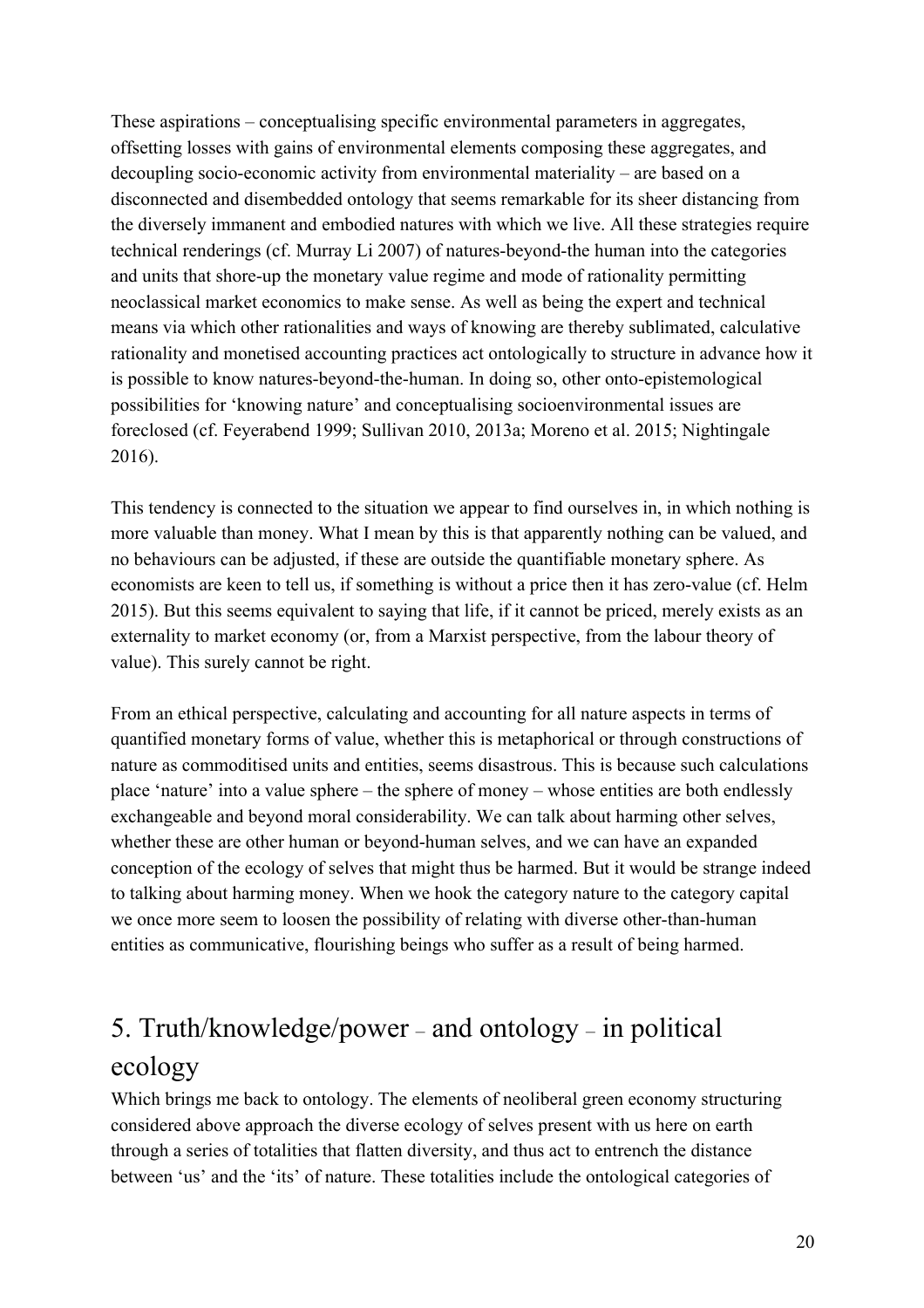These aspirations – conceptualising specific environmental parameters in aggregates, offsetting losses with gains of environmental elements composing these aggregates, and decoupling socio-economic activity from environmental materiality – are based on a disconnected and disembedded ontology that seems remarkable for its sheer distancing from the diversely immanent and embodied natures with which we live. All these strategies require technical renderings (cf. Murray Li 2007) of natures-beyond-the human into the categories and units that shore-up the monetary value regime and mode of rationality permitting neoclassical market economics to make sense. As well as being the expert and technical means via which other rationalities and ways of knowing are thereby sublimated, calculative rationality and monetised accounting practices act ontologically to structure in advance how it is possible to know natures-beyond-the-human. In doing so, other onto-epistemological possibilities for 'knowing nature' and conceptualising socioenvironmental issues are foreclosed (cf. Feyerabend 1999; Sullivan 2010, 2013a; Moreno et al. 2015; Nightingale 2016).

This tendency is connected to the situation we appear to find ourselves in, in which nothing is more valuable than money. What I mean by this is that apparently nothing can be valued, and no behaviours can be adjusted, if these are outside the quantifiable monetary sphere. As economists are keen to tell us, if something is without a price then it has zero-value (cf. Helm 2015). But this seems equivalent to saying that life, if it cannot be priced, merely exists as an externality to market economy (or, from a Marxist perspective, from the labour theory of value). This surely cannot be right.

From an ethical perspective, calculating and accounting for all nature aspects in terms of quantified monetary forms of value, whether this is metaphorical or through constructions of nature as commoditised units and entities, seems disastrous. This is because such calculations place 'nature' into a value sphere – the sphere of money – whose entities are both endlessly exchangeable and beyond moral considerability. We can talk about harming other selves, whether these are other human or beyond-human selves, and we can have an expanded conception of the ecology of selves that might thus be harmed. But it would be strange indeed to talking about harming money. When we hook the category nature to the category capital we once more seem to loosen the possibility of relating with diverse other-than-human entities as communicative, flourishing beings who suffer as a result of being harmed.

## 5. Truth/knowledge/power – and ontology – in political ecology

Which brings me back to ontology. The elements of neoliberal green economy structuring considered above approach the diverse ecology of selves present with us here on earth through a series of totalities that flatten diversity, and thus act to entrench the distance between 'us' and the 'its' of nature. These totalities include the ontological categories of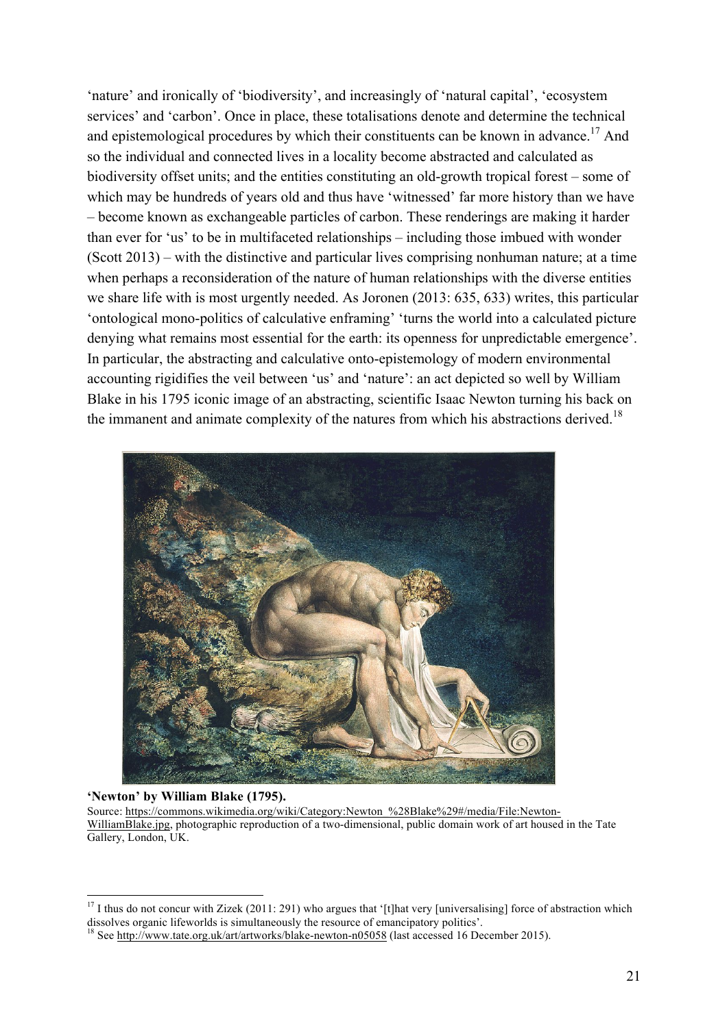'nature' and ironically of 'biodiversity', and increasingly of 'natural capital', 'ecosystem services' and 'carbon'. Once in place, these totalisations denote and determine the technical and epistemological procedures by which their constituents can be known in advance.[17] And so the individual and connected lives in a locality become abstracted and calculated as biodiversity offset units; and the entities constituting an old-growth tropical forest – some of which may be hundreds of years old and thus have 'witnessed' far more history than we have – become known as exchangeable particles of carbon. These renderings are making it harder than ever for 'us' to be in multifaceted relationships – including those imbued with wonder (Scott 2013) – with the distinctive and particular lives comprising nonhuman nature; at a time when perhaps a reconsideration of the nature of human relationships with the diverse entities we share life with is most urgently needed. As Joronen (2013: 635, 633) writes, this particular 'ontological mono-politics of calculative enframing' 'turns the world into a calculated picture denying what remains most essential for the earth: its openness for unpredictable emergence'. In particular, the abstracting and calculative onto-epistemology of modern environmental accounting rigidifies the veil between 'us' and 'nature': an act depicted so well by William Blake in his 1795 iconic image of an abstracting, scientific Isaac Newton turning his back on the immanent and animate complexity of the natures from which his abstractions derived.[18]

**'Newton' by William Blake (1795).**
Source: https://commons.wikimedia.org/wiki/Category:Newton_%28Blake%29#/media/File:Newton-WilliamBlake.jpg, photographic reproduction of a two-dimensional, public domain work of art housed in the Tate Gallery, London, UK.

[17] I thus do not concur with Zizek (2011: 291) who argues that '[t]hat very [universalising] force of abstraction which dissolves organic lifeworlds is simultaneously the resource of emancipatory politics'.

[18] See http://www.tate.org.uk/art/artworks/blake-newton-n05058 (last accessed 16 December 2015).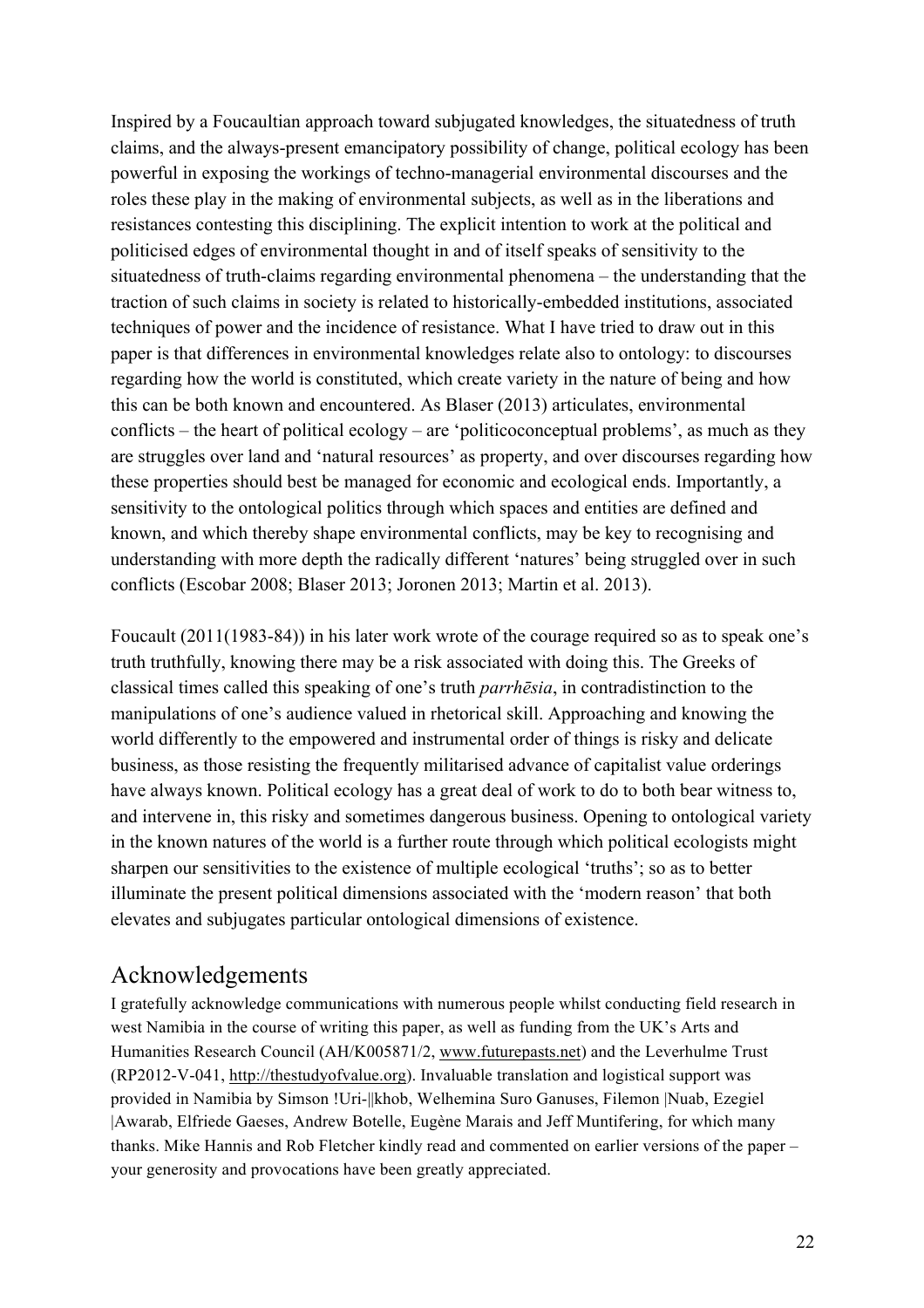Inspired by a Foucaultian approach toward subjugated knowledges, the situatedness of truth claims, and the always-present emancipatory possibility of change, political ecology has been powerful in exposing the workings of techno-managerial environmental discourses and the roles these play in the making of environmental subjects, as well as in the liberations and resistances contesting this disciplining. The explicit intention to work at the political and politicised edges of environmental thought in and of itself speaks of sensitivity to the situatedness of truth-claims regarding environmental phenomena – the understanding that the traction of such claims in society is related to historically-embedded institutions, associated techniques of power and the incidence of resistance. What I have tried to draw out in this paper is that differences in environmental knowledges relate also to ontology: to discourses regarding how the world is constituted, which create variety in the nature of being and how this can be both known and encountered. As Blaser (2013) articulates, environmental conflicts – the heart of political ecology – are 'politicoconceptual problems', as much as they are struggles over land and 'natural resources' as property, and over discourses regarding how these properties should best be managed for economic and ecological ends. Importantly, a sensitivity to the ontological politics through which spaces and entities are defined and known, and which thereby shape environmental conflicts, may be key to recognising and understanding with more depth the radically different 'natures' being struggled over in such conflicts (Escobar 2008; Blaser 2013; Joronen 2013; Martin et al. 2013).

Foucault (2011(1983-84)) in his later work wrote of the courage required so as to speak one's truth truthfully, knowing there may be a risk associated with doing this. The Greeks of classical times called this speaking of one's truth *parrhēsia*, in contradistinction to the manipulations of one's audience valued in rhetorical skill. Approaching and knowing the world differently to the empowered and instrumental order of things is risky and delicate business, as those resisting the frequently militarised advance of capitalist value orderings have always known. Political ecology has a great deal of work to do to both bear witness to, and intervene in, this risky and sometimes dangerous business. Opening to ontological variety in the known natures of the world is a further route through which political ecologists might sharpen our sensitivities to the existence of multiple ecological 'truths'; so as to better illuminate the present political dimensions associated with the 'modern reason' that both elevates and subjugates particular ontological dimensions of existence.

## Acknowledgements

I gratefully acknowledge communications with numerous people whilst conducting field research in west Namibia in the course of writing this paper, as well as funding from the UK's Arts and Humanities Research Council (AH/K005871/2, www.futurepasts.net) and the Leverhulme Trust (RP2012-V-041, http://thestudyofvalue.org). Invaluable translation and logistical support was provided in Namibia by Simson !Uri-||khob, Welhemina Suro Ganuses, Filemon |Nuab, Ezegiel |Awarab, Elfriede Gaeses, Andrew Botelle, Eugène Marais and Jeff Muntifering, for which many thanks. Mike Hannis and Rob Fletcher kindly read and commented on earlier versions of the paper – your generosity and provocations have been greatly appreciated.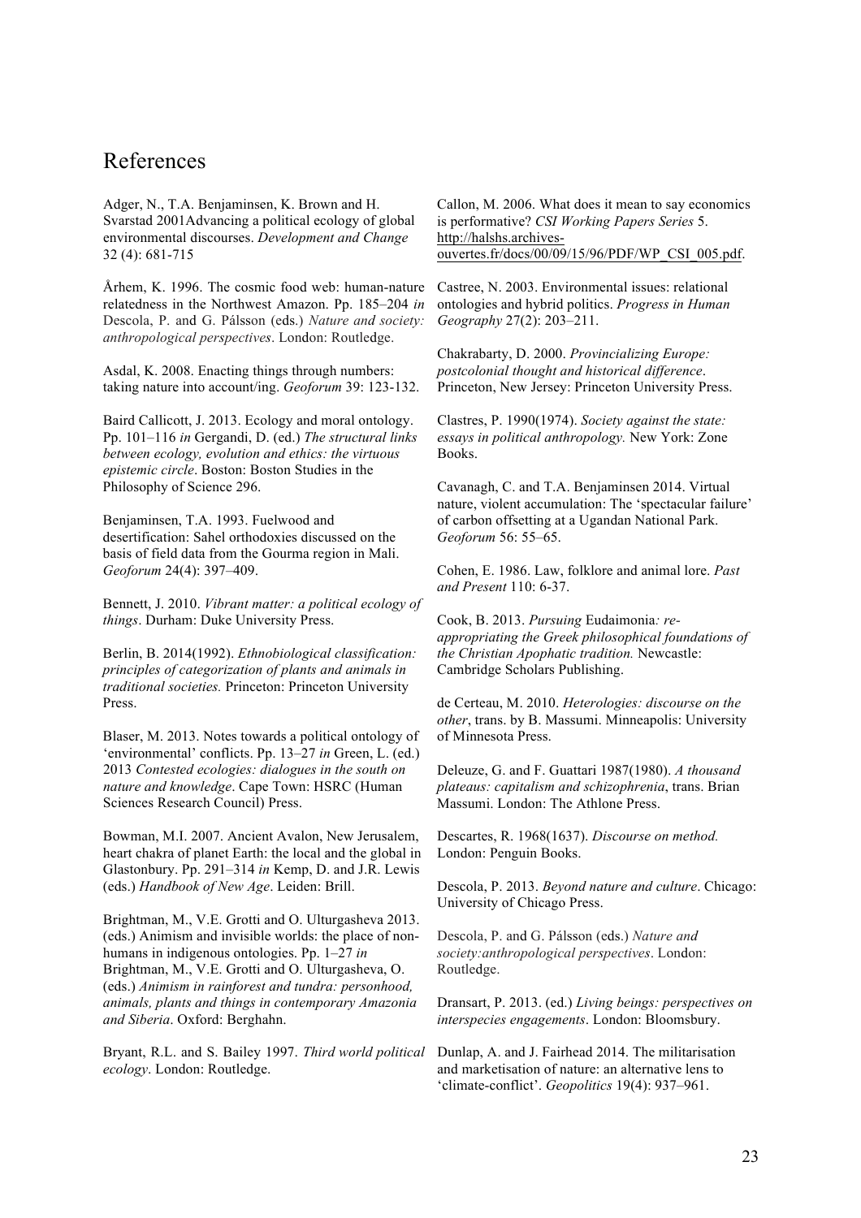# References

Adger, N., T.A. Benjaminsen, K. Brown and H. Svarstad 2001Advancing a political ecology of global environmental discourses. *Development and Change* 32 (4): 681-715

Århem, K. 1996. The cosmic food web: human-nature relatedness in the Northwest Amazon. Pp. 185–204 *in* Descola, P. and G. Pálsson (eds.) *Nature and society: anthropological perspectives*. London: Routledge.

Asdal, K. 2008. Enacting things through numbers: taking nature into account/ing. *Geoforum* 39: 123-132.

Baird Callicott, J. 2013. Ecology and moral ontology. Pp. 101–116 *in* Gergandi, D. (ed.) *The structural links between ecology, evolution and ethics: the virtuous epistemic circle*. Boston: Boston Studies in the Philosophy of Science 296.

Benjaminsen, T.A. 1993. Fuelwood and desertification: Sahel orthodoxies discussed on the basis of field data from the Gourma region in Mali. *Geoforum* 24(4): 397–409.

Bennett, J. 2010. *Vibrant matter: a political ecology of things*. Durham: Duke University Press.

Berlin, B. 2014(1992). *Ethnobiological classification: principles of categorization of plants and animals in traditional societies.* Princeton: Princeton University Press.

Blaser, M. 2013. Notes towards a political ontology of 'environmental' conflicts. Pp. 13–27 *in* Green, L. (ed.) 2013 *Contested ecologies: dialogues in the south on nature and knowledge*. Cape Town: HSRC (Human Sciences Research Council) Press.

Bowman, M.I. 2007. Ancient Avalon, New Jerusalem, heart chakra of planet Earth: the local and the global in Glastonbury. Pp. 291–314 *in* Kemp, D. and J.R. Lewis (eds.) *Handbook of New Age*. Leiden: Brill.

Brightman, M., V.E. Grotti and O. Ulturgasheva 2013. (eds.) Animism and invisible worlds: the place of non-humans in indigenous ontologies. Pp. 1–27 *in* Brightman, M., V.E. Grotti and O. Ulturgasheva, O. (eds.) *Animism in rainforest and tundra: personhood, animals, plants and things in contemporary Amazonia and Siberia*. Oxford: Berghahn.

Bryant, R.L. and S. Bailey 1997. *Third world political ecology*. London: Routledge.

Callon, M. 2006. What does it mean to say economics is performative? *CSI Working Papers Series* 5. http://halshs.archives-ouvertes.fr/docs/00/09/15/96/PDF/WP_CSI_005.pdf.

Castree, N. 2003. Environmental issues: relational ontologies and hybrid politics. *Progress in Human Geography* 27(2): 203–211.

Chakrabarty, D. 2000. *Provincializing Europe: postcolonial thought and historical difference*. Princeton, New Jersey: Princeton University Press.

Clastres, P. 1990(1974). *Society against the state: essays in political anthropology.* New York: Zone Books.

Cavanagh, C. and T.A. Benjaminsen 2014. Virtual nature, violent accumulation: The 'spectacular failure' of carbon offsetting at a Ugandan National Park. *Geoforum* 56: 55–65.

Cohen, E. 1986. Law, folklore and animal lore. *Past and Present* 110: 6-37.

Cook, B. 2013. *Pursuing* Eudaimonia*: re-appropriating the Greek philosophical foundations of the Christian Apophatic tradition.* Newcastle: Cambridge Scholars Publishing.

de Certeau, M. 2010. *Heterologies: discourse on the other*, trans. by B. Massumi. Minneapolis: University of Minnesota Press.

Deleuze, G. and F. Guattari 1987(1980). *A thousand plateaus: capitalism and schizophrenia*, trans. Brian Massumi. London: The Athlone Press.

Descartes, R. 1968(1637). *Discourse on method.* London: Penguin Books.

Descola, P. 2013. *Beyond nature and culture*. Chicago: University of Chicago Press.

Descola, P. and G. Pálsson (eds.) *Nature and society:anthropological perspectives*. London: Routledge.

Dransart, P. 2013. (ed.) *Living beings: perspectives on interspecies engagements*. London: Bloomsbury.

Dunlap, A. and J. Fairhead 2014. The militarisation and marketisation of nature: an alternative lens to 'climate-conflict'. *Geopolitics* 19(4): 937–961.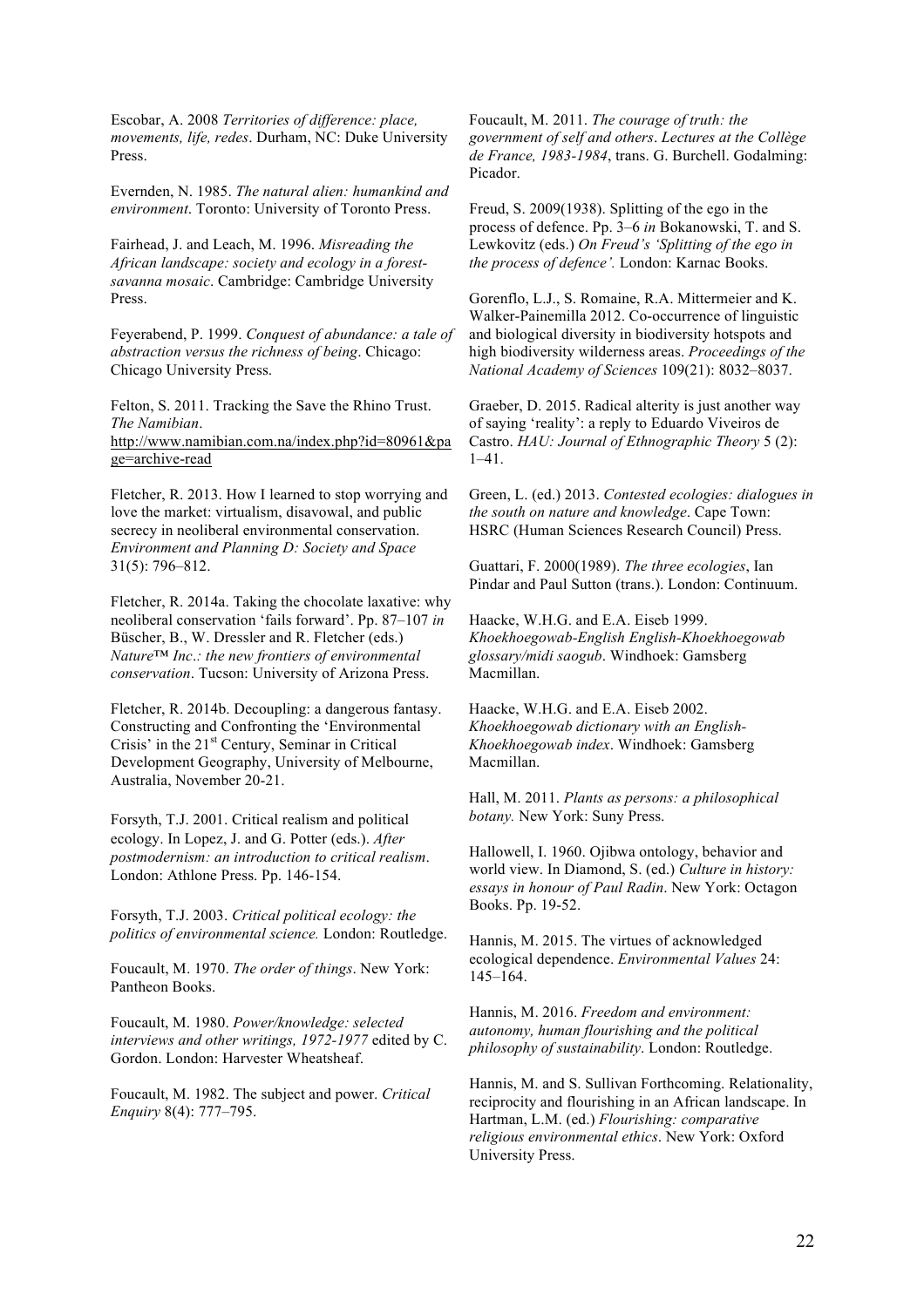Escobar, A. 2008 *Territories of difference: place, movements, life, redes*. Durham, NC: Duke University Press.

Evernden, N. 1985. *The natural alien: humankind and environment*. Toronto: University of Toronto Press.

Fairhead, J. and Leach, M. 1996. *Misreading the African landscape: society and ecology in a forest-savanna mosaic*. Cambridge: Cambridge University Press.

Feyerabend, P. 1999. *Conquest of abundance: a tale of abstraction versus the richness of being*. Chicago: Chicago University Press.

Felton, S. 2011. Tracking the Save the Rhino Trust. *The Namibian*. http://www.namibian.com.na/index.php?id=80961&page=archive-read

Fletcher, R. 2013. How I learned to stop worrying and love the market: virtualism, disavowal, and public secrecy in neoliberal environmental conservation. *Environment and Planning D: Society and Space* 31(5): 796–812.

Fletcher, R. 2014a. Taking the chocolate laxative: why neoliberal conservation 'fails forward'. Pp. 87–107 *in* Büscher, B., W. Dressler and R. Fletcher (eds.) *Nature™ Inc.: the new frontiers of environmental conservation*. Tucson: University of Arizona Press.

Fletcher, R. 2014b. Decoupling: a dangerous fantasy. Constructing and Confronting the 'Environmental Crisis' in the 21st Century, Seminar in Critical Development Geography, University of Melbourne, Australia, November 20-21.

Forsyth, T.J. 2001. Critical realism and political ecology. In Lopez, J. and G. Potter (eds.). *After postmodernism: an introduction to critical realism*. London: Athlone Press. Pp. 146-154.

Forsyth, T.J. 2003. *Critical political ecology: the politics of environmental science.* London: Routledge.

Foucault, M. 1970. *The order of things*. New York: Pantheon Books.

Foucault, M. 1980. *Power/knowledge: selected interviews and other writings, 1972-1977* edited by C. Gordon. London: Harvester Wheatsheaf.

Foucault, M. 1982. The subject and power. *Critical Enquiry* 8(4): 777–795.

Foucault, M. 2011. *The courage of truth: the government of self and others*. *Lectures at the Collège de France, 1983-1984*, trans. G. Burchell. Godalming: Picador.

Freud, S. 2009(1938). Splitting of the ego in the process of defence. Pp. 3–6 *in* Bokanowski, T. and S. Lewkovitz (eds.) *On Freud's 'Splitting of the ego in the process of defence'.* London: Karnac Books.

Gorenflo, L.J., S. Romaine, R.A. Mittermeier and K. Walker-Painemilla 2012. Co-occurrence of linguistic and biological diversity in biodiversity hotspots and high biodiversity wilderness areas. *Proceedings of the National Academy of Sciences* 109(21): 8032–8037.

Graeber, D. 2015. Radical alterity is just another way of saying 'reality': a reply to Eduardo Viveiros de Castro. *HAU: Journal of Ethnographic Theory* 5 (2): 1–41.

Green, L. (ed.) 2013. *Contested ecologies: dialogues in the south on nature and knowledge*. Cape Town: HSRC (Human Sciences Research Council) Press.

Guattari, F. 2000(1989). *The three ecologies*, Ian Pindar and Paul Sutton (trans.). London: Continuum.

Haacke, W.H.G. and E.A. Eiseb 1999. *Khoekhoegowab-English English-Khoekhoegowab glossary/midi saogub*. Windhoek: Gamsberg Macmillan.

Haacke, W.H.G. and E.A. Eiseb 2002. *Khoekhoegowab dictionary with an English-Khoekhoegowab index*. Windhoek: Gamsberg Macmillan.

Hall, M. 2011. *Plants as persons: a philosophical botany.* New York: Suny Press.

Hallowell, I. 1960. Ojibwa ontology, behavior and world view. In Diamond, S. (ed.) *Culture in history: essays in honour of Paul Radin*. New York: Octagon Books. Pp. 19-52.

Hannis, M. 2015. The virtues of acknowledged ecological dependence. *Environmental Values* 24: 145–164.

Hannis, M. 2016. *Freedom and environment: autonomy, human flourishing and the political philosophy of sustainability*. London: Routledge.

Hannis, M. and S. Sullivan Forthcoming. Relationality, reciprocity and flourishing in an African landscape. In Hartman, L.M. (ed.) *Flourishing: comparative religious environmental ethics*. New York: Oxford University Press.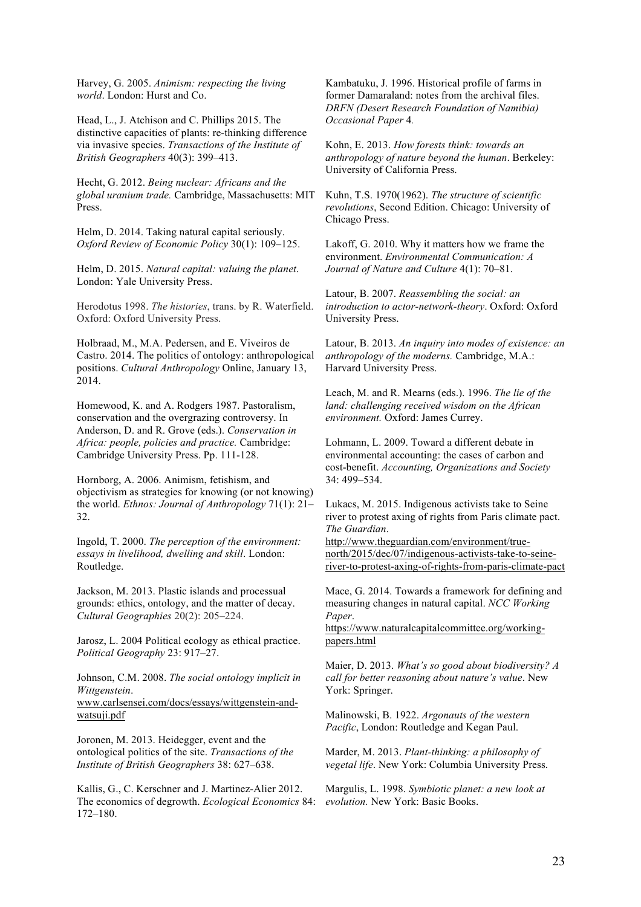Harvey, G. 2005. *Animism: respecting the living world*. London: Hurst and Co.

Head, L., J. Atchison and C. Phillips 2015. The distinctive capacities of plants: re-thinking difference via invasive species. *Transactions of the Institute of British Geographers* 40(3): 399–413.

Hecht, G. 2012. *Being nuclear: Africans and the global uranium trade.* Cambridge, Massachusetts: MIT Press.

Helm, D. 2014. Taking natural capital seriously. *Oxford Review of Economic Policy* 30(1): 109–125.

Helm, D. 2015. *Natural capital: valuing the planet*. London: Yale University Press.

Herodotus 1998. *The histories*, trans. by R. Waterfield. Oxford: Oxford University Press.

Holbraad, M., M.A. Pedersen, and E. Viveiros de Castro. 2014. The politics of ontology: anthropological positions. *Cultural Anthropology* Online, January 13, 2014.

Homewood, K. and A. Rodgers 1987. Pastoralism, conservation and the overgrazing controversy. In Anderson, D. and R. Grove (eds.). *Conservation in Africa: people, policies and practice.* Cambridge: Cambridge University Press. Pp. 111-128.

Hornborg, A. 2006. Animism, fetishism, and objectivism as strategies for knowing (or not knowing) the world. *Ethnos: Journal of Anthropology* 71(1): 21–32.

Ingold, T. 2000. *The perception of the environment: essays in livelihood, dwelling and skill*. London: Routledge.

Jackson, M. 2013. Plastic islands and processual grounds: ethics, ontology, and the matter of decay. *Cultural Geographies* 20(2): 205–224.

Jarosz, L. 2004 Political ecology as ethical practice. *Political Geography* 23: 917–27.

Johnson, C.M. 2008. *The social ontology implicit in Wittgenstein*. www.carlsensei.com/docs/essays/wittgenstein-and-watsuji.pdf

Joronen, M. 2013. Heidegger, event and the ontological politics of the site. *Transactions of the Institute of British Geographers* 38: 627–638.

Kallis, G., C. Kerschner and J. Martinez-Alier 2012. The economics of degrowth. *Ecological Economics* 84: 172–180.

Kambatuku, J. 1996. Historical profile of farms in former Damaraland: notes from the archival files. *DRFN (Desert Research Foundation of Namibia) Occasional Paper* 4*.*

Kohn, E. 2013. *How forests think: towards an anthropology of nature beyond the human*. Berkeley: University of California Press.

Kuhn, T.S. 1970(1962). *The structure of scientific revolutions*, Second Edition. Chicago: University of Chicago Press.

Lakoff, G. 2010. Why it matters how we frame the environment. *Environmental Communication: A Journal of Nature and Culture* 4(1): 70–81.

Latour, B. 2007. *Reassembling the social: an introduction to actor-network-theory*. Oxford: Oxford University Press.

Latour, B. 2013. *An inquiry into modes of existence: an anthropology of the moderns.* Cambridge, M.A.: Harvard University Press.

Leach, M. and R. Mearns (eds.). 1996. *The lie of the land: challenging received wisdom on the African environment.* Oxford: James Currey.

Lohmann, L. 2009. Toward a different debate in environmental accounting: the cases of carbon and cost-benefit. *Accounting, Organizations and Society* 34: 499–534.

Lukacs, M. 2015. Indigenous activists take to Seine river to protest axing of rights from Paris climate pact. *The Guardian*. http://www.theguardian.com/environment/true-north/2015/dec/07/indigenous-activists-take-to-seine-river-to-protest-axing-of-rights-from-paris-climate-pact

Mace, G. 2014. Towards a framework for defining and measuring changes in natural capital. *NCC Working Paper*. https://www.naturalcapitalcommittee.org/working-papers.html

Maier, D. 2013. *What's so good about biodiversity? A call for better reasoning about nature's value*. New York: Springer.

Malinowski, B. 1922. *Argonauts of the western Pacific*, London: Routledge and Kegan Paul.

Marder, M. 2013. *Plant-thinking: a philosophy of vegetal life*. New York: Columbia University Press.

Margulis, L. 1998. *Symbiotic planet: a new look at evolution.* New York: Basic Books.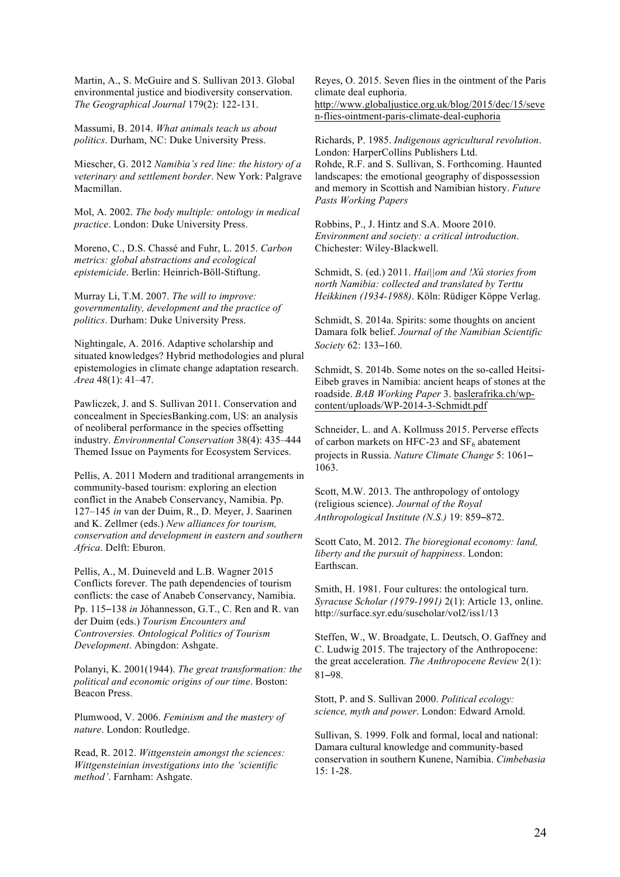Martin, A., S. McGuire and S. Sullivan 2013. Global environmental justice and biodiversity conservation. *The Geographical Journal* 179(2): 122-131.

Massumi, B. 2014. *What animals teach us about politics*. Durham, NC: Duke University Press.

Miescher, G. 2012 *Namibia's red line: the history of a veterinary and settlement border*. New York: Palgrave Macmillan.

Mol, A. 2002. *The body multiple: ontology in medical practice*. London: Duke University Press.

Moreno, C., D.S. Chassé and Fuhr, L. 2015. *Carbon metrics: global abstractions and ecological epistemicide*. Berlin: Heinrich-Böll-Stiftung.

Murray Li, T.M. 2007. *The will to improve: governmentality, development and the practice of politics*. Durham: Duke University Press.

Nightingale, A. 2016. Adaptive scholarship and situated knowledges? Hybrid methodologies and plural epistemologies in climate change adaptation research. *Area* 48(1): 41–47.

Pawliczek, J. and S. Sullivan 2011. Conservation and concealment in SpeciesBanking.com, US: an analysis of neoliberal performance in the species offsetting industry. *Environmental Conservation* 38(4): 435–444 Themed Issue on Payments for Ecosystem Services.

Pellis, A. 2011 Modern and traditional arrangements in community-based tourism: exploring an election conflict in the Anabeb Conservancy, Namibia. Pp. 127–145 *in* van der Duim, R., D. Meyer, J. Saarinen and K. Zellmer (eds.) *New alliances for tourism, conservation and development in eastern and southern Africa*. Delft: Eburon.

Pellis, A., M. Duineveld and L.B. Wagner 2015 Conflicts forever. The path dependencies of tourism conflicts: the case of Anabeb Conservancy, Namibia. Pp. 115–138 *in* Jóhannesson, G.T., C. Ren and R. van der Duim (eds.) *Tourism Encounters and Controversies. Ontological Politics of Tourism Development*. Abingdon: Ashgate.

Polanyi, K. 2001(1944). *The great transformation: the political and economic origins of our time*. Boston: Beacon Press.

Plumwood, V. 2006. *Feminism and the mastery of nature*. London: Routledge.

Read, R. 2012. *Wittgenstein amongst the sciences: Wittgensteinian investigations into the 'scientific method'*. Farnham: Ashgate.

Reyes, O. 2015. Seven flies in the ointment of the Paris climate deal euphoria. http://www.globaljustice.org.uk/blog/2015/dec/15/seven-flies-ointment-paris-climate-deal-euphoria

Richards, P. 1985. *Indigenous agricultural revolution*. London: HarperCollins Publishers Ltd.

Rohde, R.F. and S. Sullivan, S. Forthcoming. Haunted landscapes: the emotional geography of dispossession and memory in Scottish and Namibian history. *Future Pasts Working Papers*

Robbins, P., J. Hintz and S.A. Moore 2010. *Environment and society: a critical introduction*. Chichester: Wiley-Blackwell.

Schmidt, S. (ed.) 2011. *Hai||om and !Xû stories from north Namibia: collected and translated by Terttu Heikkinen (1934-1988)*. Köln: Rüdiger Köppe Verlag.

Schmidt, S. 2014a. Spirits: some thoughts on ancient Damara folk belief. *Journal of the Namibian Scientific Society* 62: 133–160.

Schmidt, S. 2014b. Some notes on the so-called Heitsi-Eibeb graves in Namibia: ancient heaps of stones at the roadside. *BAB Working Paper* 3. baslerafrika.ch/wp-content/uploads/WP-2014-3-Schmidt.pdf

Schneider, L. and A. Kollmuss 2015. Perverse effects of carbon markets on HFC-23 and $SF_6$ abatement projects in Russia. *Nature Climate Change* 5: 1061–1063.

Scott, M.W. 2013. The anthropology of ontology (religious science). *Journal of the Royal Anthropological Institute (N.S.)* 19: 859–872.

Scott Cato, M. 2012. *The bioregional economy: land, liberty and the pursuit of happiness*. London: Earthscan.

Smith, H. 1981. Four cultures: the ontological turn. *Syracuse Scholar (1979-1991)* 2(1): Article 13, online. http://surface.syr.edu/suscholar/vol2/iss1/13

Steffen, W., W. Broadgate, L. Deutsch, O. Gaffney and C. Ludwig 2015. The trajectory of the Anthropocene: the great acceleration. *The Anthropocene Review* 2(1): 81–98.

Stott, P. and S. Sullivan 2000. *Political ecology: science, myth and power*. London: Edward Arnold.

Sullivan, S. 1999. Folk and formal, local and national: Damara cultural knowledge and community-based conservation in southern Kunene, Namibia. *Cimbebasia* 15: 1-28.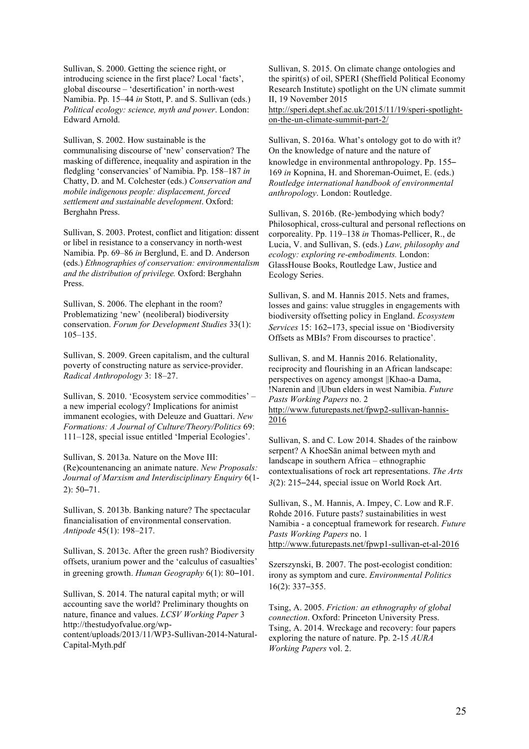Sullivan, S. 2000. Getting the science right, or introducing science in the first place? Local 'facts', global discourse – 'desertification' in north-west Namibia. Pp. 15–44 *in* Stott, P. and S. Sullivan (eds.) *Political ecology: science, myth and power*. London: Edward Arnold.

Sullivan, S. 2002. How sustainable is the communalising discourse of 'new' conservation? The masking of difference, inequality and aspiration in the fledgling 'conservancies' of Namibia. Pp. 158–187 *in* Chatty, D. and M. Colchester (eds.) *Conservation and mobile indigenous people: displacement, forced settlement and sustainable development*. Oxford: Berghahn Press.

Sullivan, S. 2003. Protest, conflict and litigation: dissent or libel in resistance to a conservancy in north-west Namibia. Pp. 69–86 *in* Berglund, E. and D. Anderson (eds.) *Ethnographies of conservation: environmentalism and the distribution of privilege.* Oxford: Berghahn Press.

Sullivan, S. 2006. The elephant in the room? Problematizing 'new' (neoliberal) biodiversity conservation. *Forum for Development Studies* 33(1): 105–135.

Sullivan, S. 2009. Green capitalism, and the cultural poverty of constructing nature as service-provider. *Radical Anthropology* 3: 18–27.

Sullivan, S. 2010. 'Ecosystem service commodities' – a new imperial ecology? Implications for animist immanent ecologies, with Deleuze and Guattari. *New Formations: A Journal of Culture/Theory/Politics* 69: 111–128, special issue entitled 'Imperial Ecologies'.

Sullivan, S. 2013a. Nature on the Move III: (Re)countenancing an animate nature. *New Proposals: Journal of Marxism and Interdisciplinary Enquiry* 6(1-2): 50–71.

Sullivan, S. 2013b. Banking nature? The spectacular financialisation of environmental conservation. *Antipode* 45(1): 198–217.

Sullivan, S. 2013c. After the green rush? Biodiversity offsets, uranium power and the 'calculus of casualties' in greening growth. *Human Geography* 6(1): 80–101.

Sullivan, S. 2014. The natural capital myth; or will accounting save the world? Preliminary thoughts on nature, finance and values. *LCSV Working Paper* 3 http://thestudyofvalue.org/wp-content/uploads/2013/11/WP3-Sullivan-2014-Natural-Capital-Myth.pdf

Sullivan, S. 2015. On climate change ontologies and the spirit(s) of oil, SPERI (Sheffield Political Economy Research Institute) spotlight on the UN climate summit II, 19 November 2015 http://speri.dept.shef.ac.uk/2015/11/19/speri-spotlight-on-the-un-climate-summit-part-2/

Sullivan, S. 2016a. What's ontology got to do with it? On the knowledge of nature and the nature of knowledge in environmental anthropology. Pp. 155–169 *in* Kopnina, H. and Shoreman-Ouimet, E. (eds.) *Routledge international handbook of environmental anthropology*. London: Routledge.

Sullivan, S. 2016b. (Re-)embodying which body? Philosophical, cross-cultural and personal reflections on corporeality. Pp. 119–138 *in* Thomas-Pellicer, R., de Lucia, V. and Sullivan, S. (eds.) *Law, philosophy and ecology: exploring re-embodiments.* London: GlassHouse Books, Routledge Law, Justice and Ecology Series.

Sullivan, S. and M. Hannis 2015. Nets and frames, losses and gains: value struggles in engagements with biodiversity offsetting policy in England. *Ecosystem Services* 15: 162–173, special issue on 'Biodiversity Offsets as MBIs? From discourses to practice'.

Sullivan, S. and M. Hannis 2016. Relationality, reciprocity and flourishing in an African landscape: perspectives on agency amongst ||Khao-a Dama, !Narenin and ||Ubun elders in west Namibia. *Future Pasts Working Papers* no. 2 http://www.futurepasts.net/fpwp2-sullivan-hannis-2016

Sullivan, S. and C. Low 2014. Shades of the rainbow serpent? A KhoeSān animal between myth and landscape in southern Africa – ethnographic contextualisations of rock art representations. *The Arts 3*(2): 215–244, special issue on World Rock Art.

Sullivan, S., M. Hannis, A. Impey, C. Low and R.F. Rohde 2016. Future pasts? sustainabilities in west Namibia - a conceptual framework for research. *Future Pasts Working Papers* no. 1 http://www.futurepasts.net/fpwp1-sullivan-et-al-2016

Szerszynski, B. 2007. The post-ecologist condition: irony as symptom and cure. *Environmental Politics* 16(2): 337–355.

Tsing, A. 2005. *Friction: an ethnography of global connection*. Oxford: Princeton University Press.
Tsing, A. 2014. Wreckage and recovery: four papers exploring the nature of nature. Pp. 2-15 *AURA Working Papers* vol. 2.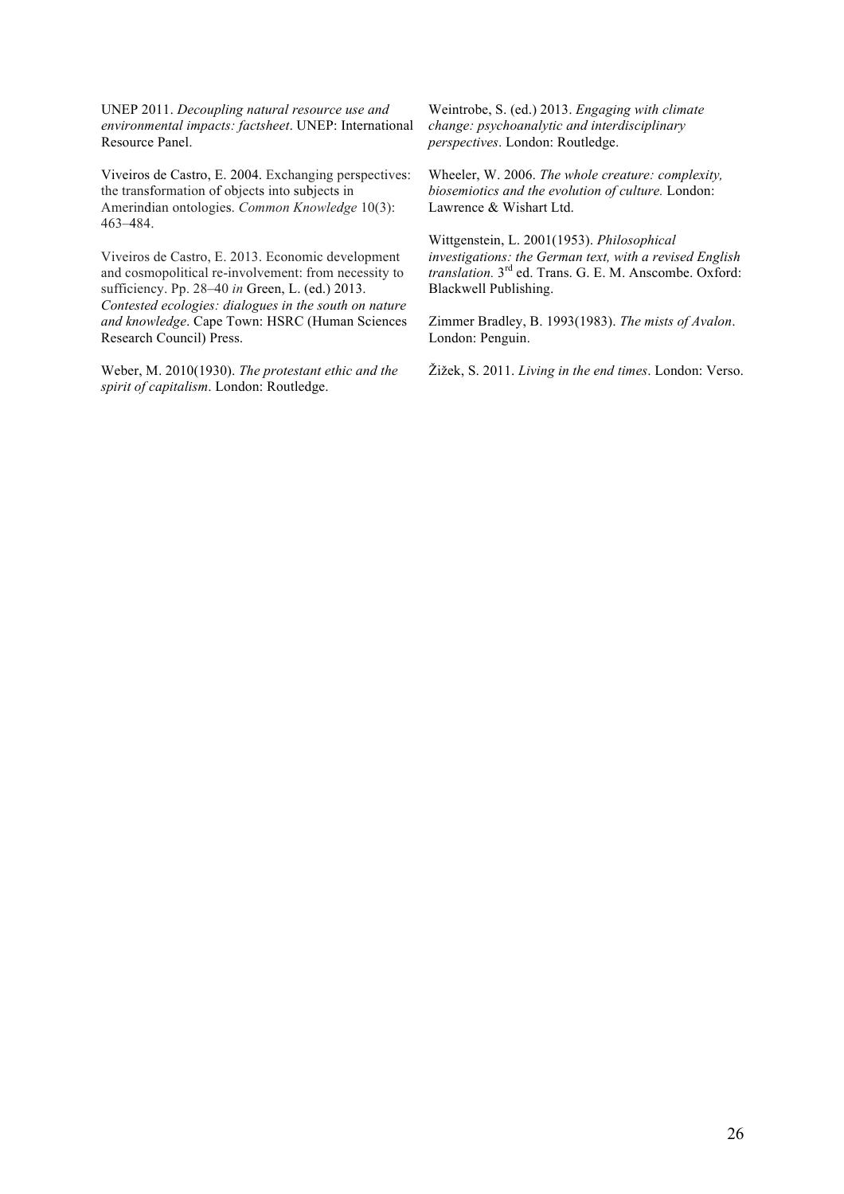UNEP 2011. *Decoupling natural resource use and environmental impacts: factsheet*. UNEP: International Resource Panel.

Viveiros de Castro, E. 2004. Exchanging perspectives: the transformation of objects into subjects in Amerindian ontologies. *Common Knowledge* 10(3): 463–484.

Viveiros de Castro, E. 2013. Economic development and cosmopolitical re-involvement: from necessity to sufficiency. Pp. 28–40 *in* Green, L. (ed.) 2013. *Contested ecologies: dialogues in the south on nature and knowledge*. Cape Town: HSRC (Human Sciences Research Council) Press.

Weber, M. 2010(1930). *The protestant ethic and the spirit of capitalism*. London: Routledge.

Weintrobe, S. (ed.) 2013. *Engaging with climate change: psychoanalytic and interdisciplinary perspectives*. London: Routledge.

Wheeler, W. 2006. *The whole creature: complexity, biosemiotics and the evolution of culture.* London: Lawrence & Wishart Ltd.

Wittgenstein, L. 2001(1953). *Philosophical investigations: the German text, with a revised English translation.* 3rd ed. Trans. G. E. M. Anscombe. Oxford: Blackwell Publishing.

Zimmer Bradley, B. 1993(1983). *The mists of Avalon*. London: Penguin.

Žižek, S. 2011. *Living in the end times*. London: Verso.